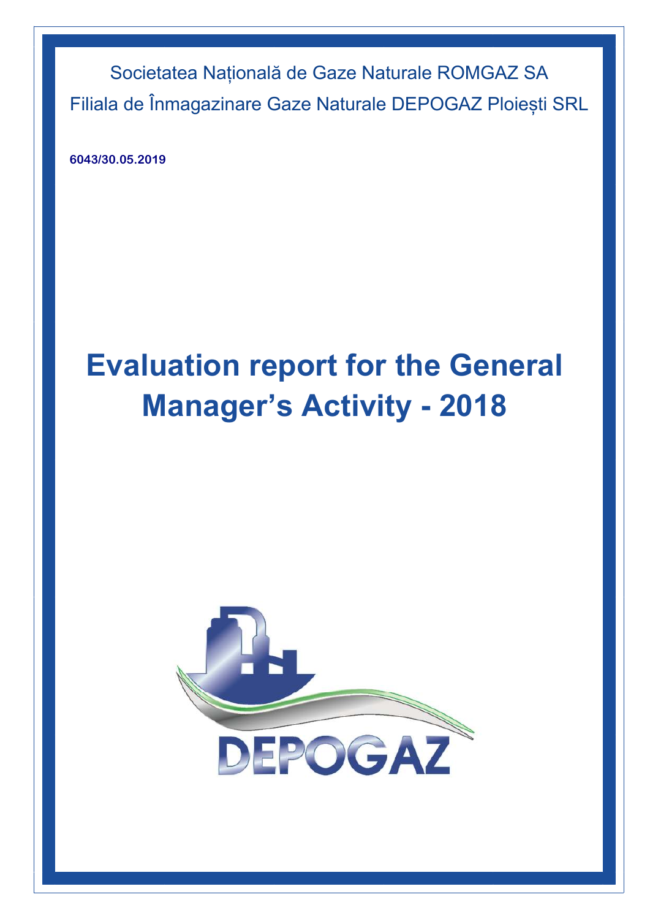Societatea Națională de Gaze Naturale ROMGAZ SA

Filiala de Înmagazinare Gaze Naturale DEPOGAZ Ploiești SRL

**6043/30.05.2019**

# Evaluation report for the General Manager's Activity - 2018

DEPOGAZ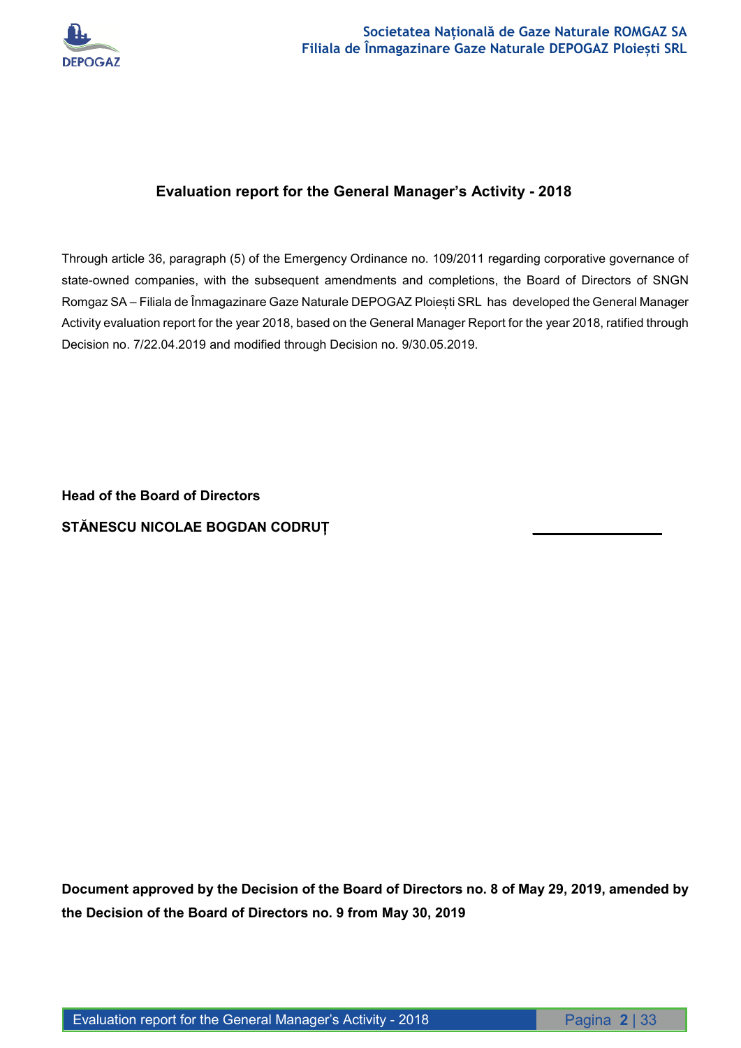# Evaluation report for the General Manager's Activity - 2018

Through article 36, paragraph (5) of the Emergency Ordinance no. 109/2011 regarding corporative governance of state-owned companies, with the subsequent amendments and completions, the Board of Directors of SNGN Romgaz SA – Filiala de Înmagazinare Gaze Naturale DEPOGAZ Ploiești SRL has developed the General Manager Activity evaluation report for the year 2018, based on the General Manager Report for the year 2018, ratified through Decision no. 7/22.04.2019 and modified through Decision no. 9/30.05.2019.

**Head of the Board of Directors**

**STĂNESCU NICOLAE BOGDAN CODRUȚ** \_\_\_\_\_\_\_\_\_\_\_\_\_\_\_\_

**Document approved by the Decision of the Board of Directors no. 8 of May 29, 2019, amended by the Decision of the Board of Directors no. 9 from May 30, 2019**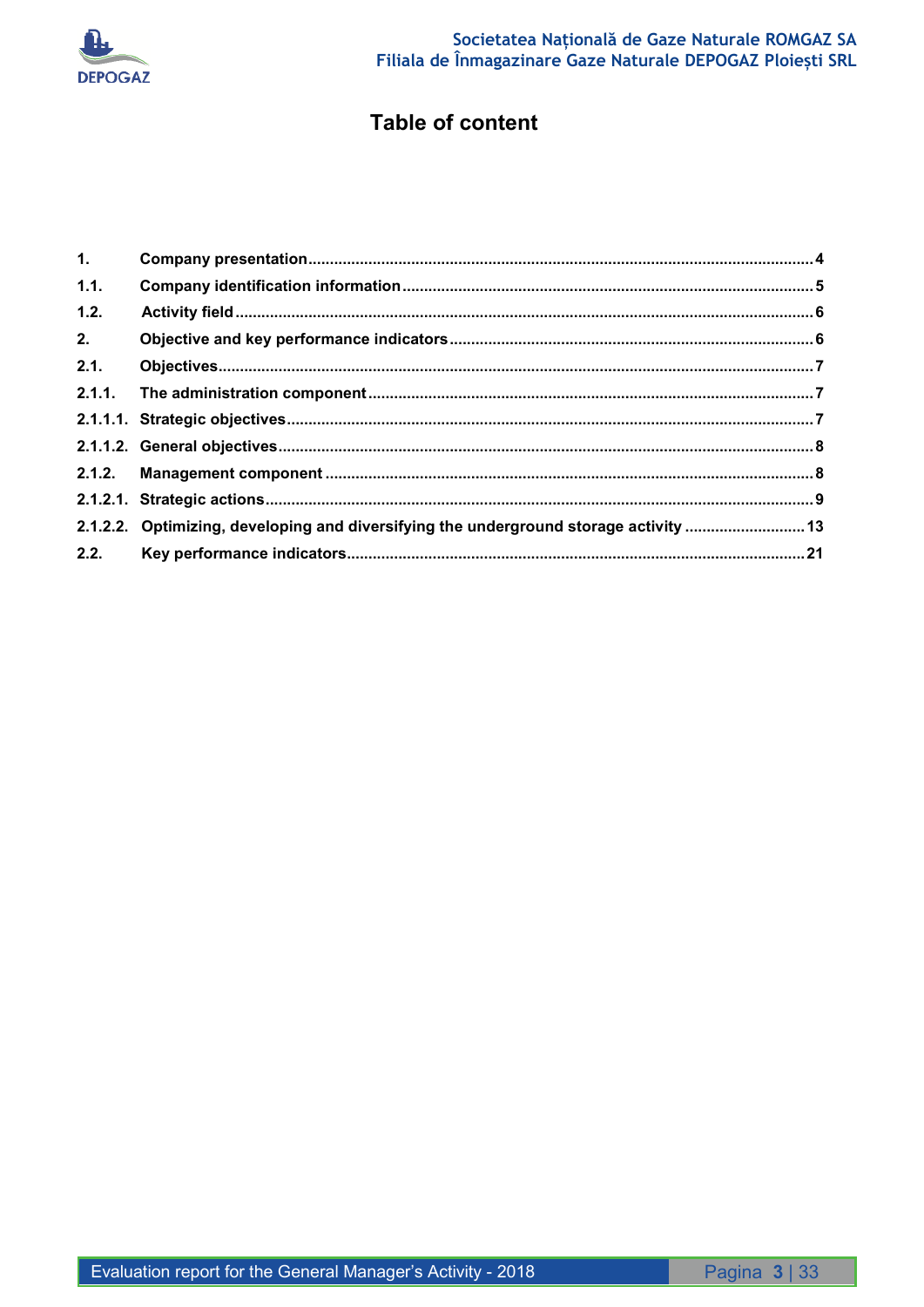# Table of content

| | | |
|---|---|---|
| 1. | Company presentation | 4 |
| 1.1. | Company identification information | 5 |
| 1.2. | Activity field | 6 |
| 2. | Objective and key performance indicators | 6 |
| 2.1. | Objectives | 7 |
| 2.1.1. | The administration component | 7 |
| 2.1.1.1. | Strategic objectives | 7 |
| 2.1.1.2. | General objectives | 8 |
| 2.1.2. | Management component | 8 |
| 2.1.2.1. | Strategic actions | 9 |
| 2.1.2.2. | Optimizing, developing and diversifying the underground storage activity | 13 |
| 2.2. | Key performance indicators | 21 |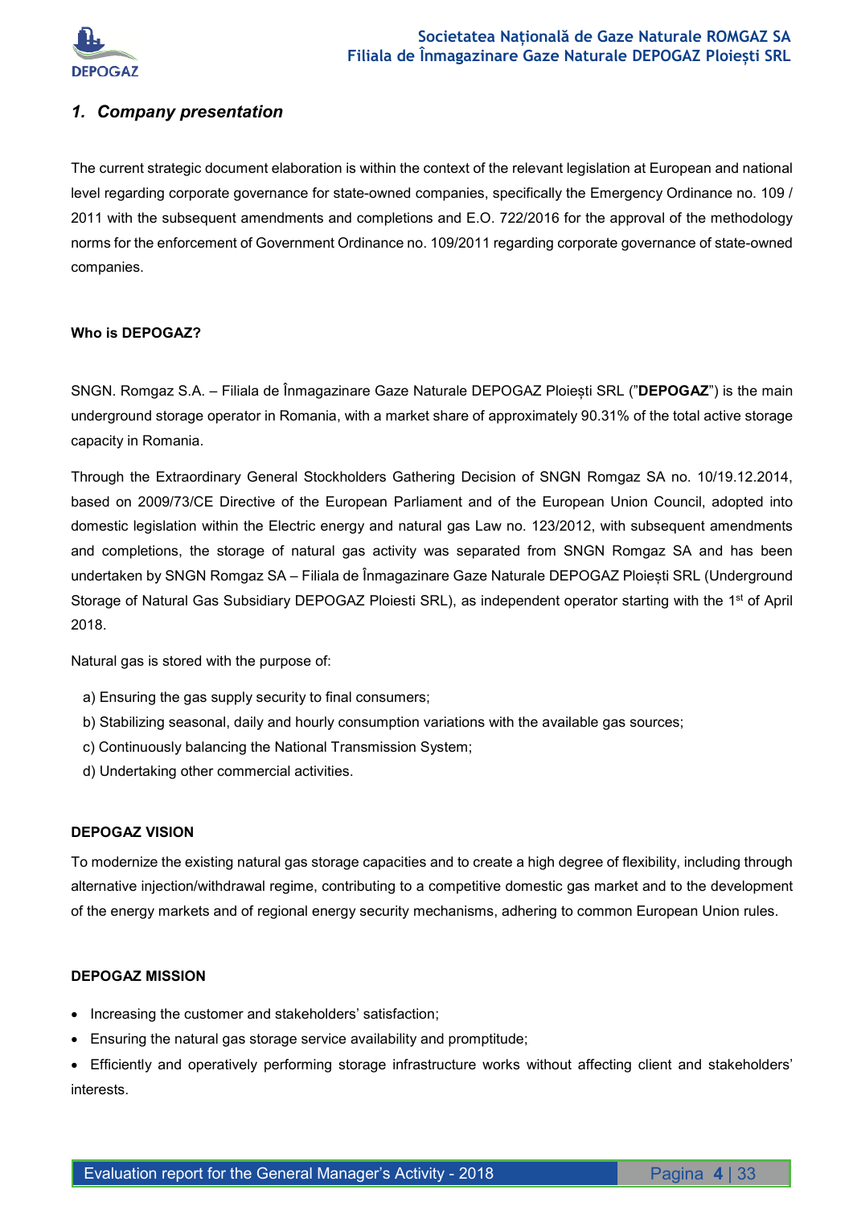## *1. Company presentation*

The current strategic document elaboration is within the context of the relevant legislation at European and national level regarding corporate governance for state-owned companies, specifically the Emergency Ordinance no. 109 / 2011 with the subsequent amendments and completions and E.O. 722/2016 for the approval of the methodology norms for the enforcement of Government Ordinance no. 109/2011 regarding corporate governance of state-owned companies.

**Who is DEPOGAZ?**

SNGN. Romgaz S.A. – Filiala de Înmagazinare Gaze Naturale DEPOGAZ Ploiești SRL (”**DEPOGAZ**”) is the main underground storage operator in Romania, with a market share of approximately 90.31% of the total active storage capacity in Romania.

Through the Extraordinary General Stockholders Gathering Decision of SNGN Romgaz SA no. 10/19.12.2014, based on 2009/73/CE Directive of the European Parliament and of the European Union Council, adopted into domestic legislation within the Electric energy and natural gas Law no. 123/2012, with subsequent amendments and completions, the storage of natural gas activity was separated from SNGN Romgaz SA and has been undertaken by SNGN Romgaz SA – Filiala de Înmagazinare Gaze Naturale DEPOGAZ Ploiești SRL (Underground Storage of Natural Gas Subsidiary DEPOGAZ Ploiesti SRL), as independent operator starting with the 1st of April 2018.

Natural gas is stored with the purpose of:

a) Ensuring the gas supply security to final consumers;
b) Stabilizing seasonal, daily and hourly consumption variations with the available gas sources;
c) Continuously balancing the National Transmission System;
d) Undertaking other commercial activities.

**DEPOGAZ VISION**

To modernize the existing natural gas storage capacities and to create a high degree of flexibility, including through alternative injection/withdrawal regime, contributing to a competitive domestic gas market and to the development of the energy markets and of regional energy security mechanisms, adhering to common European Union rules.

**DEPOGAZ MISSION**

- Increasing the customer and stakeholders' satisfaction;
- Ensuring the natural gas storage service availability and promptitude;
- Efficiently and operatively performing storage infrastructure works without affecting client and stakeholders' interests.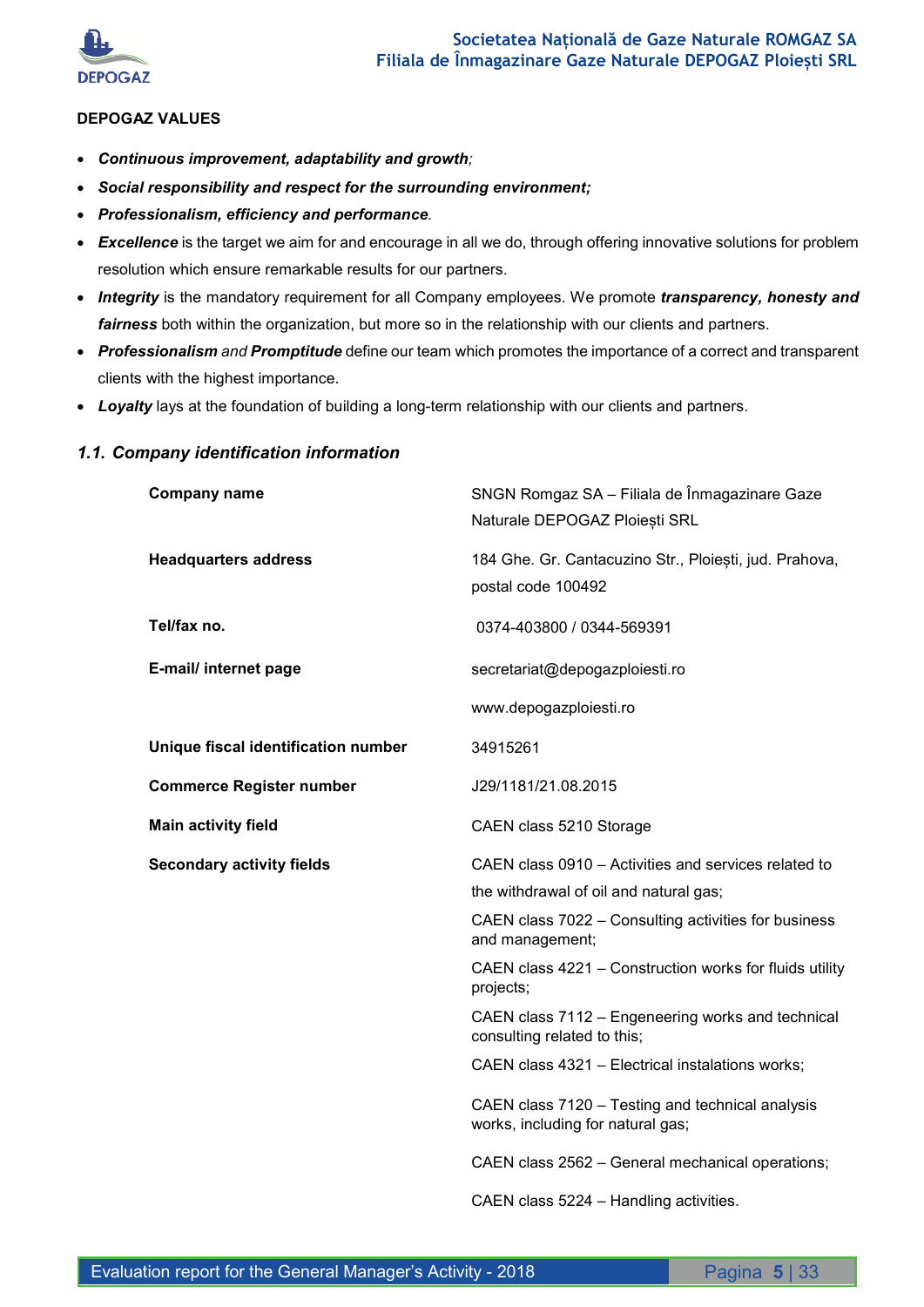**DEPOGAZ VALUES**

- ***Continuous improvement, adaptability and growth****;*
- ***Social responsibility and respect for the surrounding environment;***
- ***Professionalism, efficiency and performance****.*
- ***Excellence*** is the target we aim for and encourage in all we do, through offering innovative solutions for problem resolution which ensure remarkable results for our partners.
- ***Integrity*** is the mandatory requirement for all Company employees. We promote ***transparency, honesty and fairness*** both within the organization, but more so in the relationship with our clients and partners.
- ***Professionalism*** *and* ***Promptitude*** define our team which promotes the importance of a correct and transparent clients with the highest importance.
- ***Loyalty*** lays at the foundation of building a long-term relationship with our clients and partners.

### *1.1. Company identification information*

| | |
|---|---|
| **Company name** | SNGN Romgaz SA – Filiala de Înmagazinare Gaze Naturale DEPOGAZ Ploiești SRL |
| **Headquarters address** | 184 Ghe. Gr. Cantacuzino Str., Ploiești, jud. Prahova, postal code 100492 |
| **Tel/fax no.** | 0374-403800 / 0344-569391 |
| **E-mail/ internet page** | secretariat@depogazploiesti.ro<br>www.depogazploiesti.ro |
| **Unique fiscal identification number** | 34915261 |
| **Commerce Register number** | J29/1181/21.08.2015 |
| **Main activity field** | CAEN class 5210 Storage |
| **Secondary activity fields** | CAEN class 0910 – Activities and services related to the withdrawal of oil and natural gas;<br>CAEN class 7022 – Consulting activities for business and management;<br>CAEN class 4221 – Construction works for fluids utility projects;<br>CAEN class 7112 – Engeneering works and technical consulting related to this;<br>CAEN class 4321 – Electrical instalations works;<br>CAEN class 7120 – Testing and technical analysis works, including for natural gas;<br>CAEN class 2562 – General mechanical operations;<br>CAEN class 5224 – Handling activities. |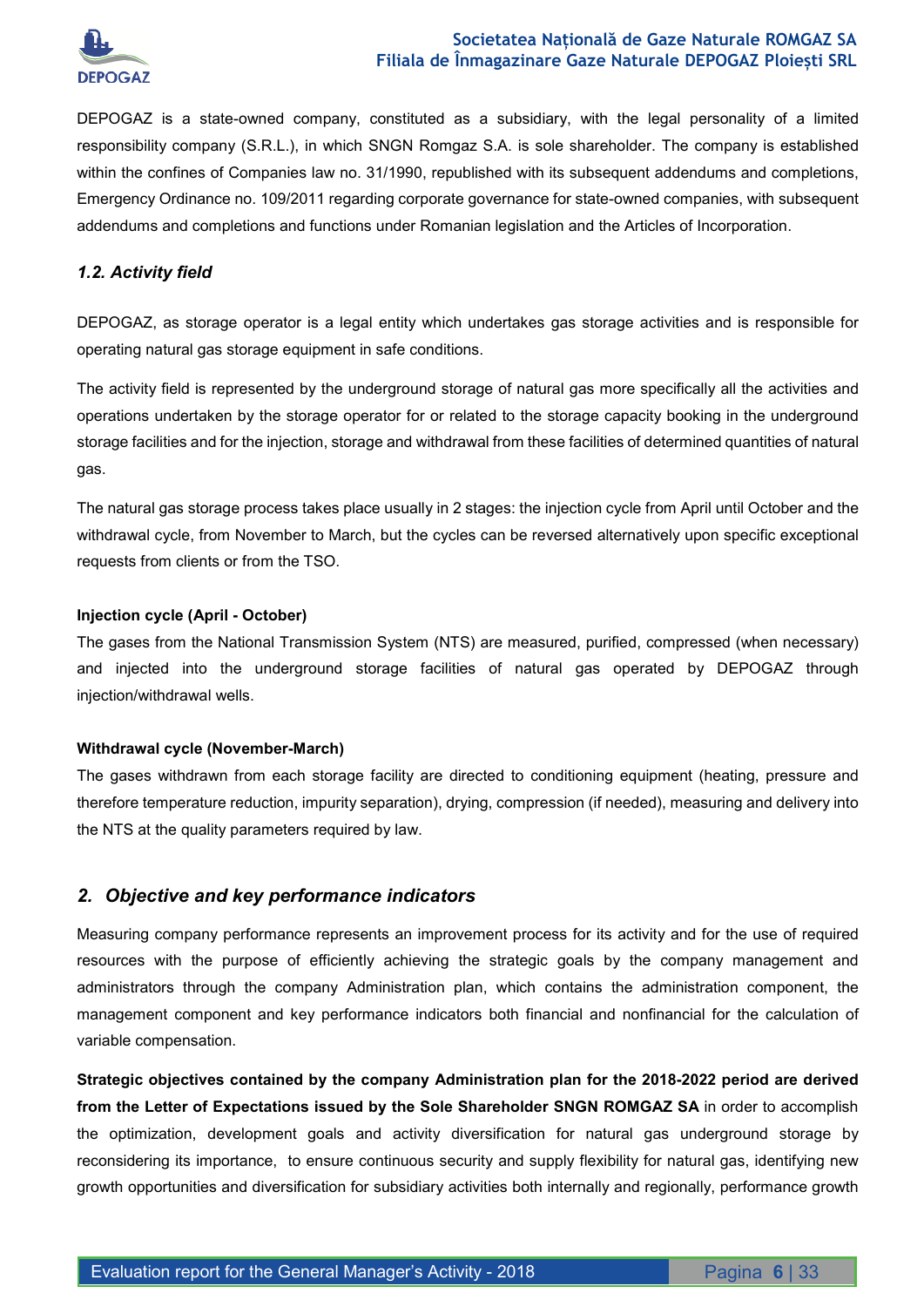DEPOGAZ is a state-owned company, constituted as a subsidiary, with the legal personality of a limited responsibility company (S.R.L.), in which SNGN Romgaz S.A. is sole shareholder. The company is established within the confines of Companies law no. 31/1990, republished with its subsequent addendums and completions, Emergency Ordinance no. 109/2011 regarding corporate governance for state-owned companies, with subsequent addendums and completions and functions under Romanian legislation and the Articles of Incorporation.

### *1.2. Activity field*

DEPOGAZ, as storage operator is a legal entity which undertakes gas storage activities and is responsible for operating natural gas storage equipment in safe conditions.

The activity field is represented by the underground storage of natural gas more specifically all the activities and operations undertaken by the storage operator for or related to the storage capacity booking in the underground storage facilities and for the injection, storage and withdrawal from these facilities of determined quantities of natural gas.

The natural gas storage process takes place usually in 2 stages: the injection cycle from April until October and the withdrawal cycle, from November to March, but the cycles can be reversed alternatively upon specific exceptional requests from clients or from the TSO.

**Injection cycle (April - October)**

The gases from the National Transmission System (NTS) are measured, purified, compressed (when necessary) and injected into the underground storage facilities of natural gas operated by DEPOGAZ through injection/withdrawal wells.

**Withdrawal cycle (November-March)**

The gases withdrawn from each storage facility are directed to conditioning equipment (heating, pressure and therefore temperature reduction, impurity separation), drying, compression (if needed), measuring and delivery into the NTS at the quality parameters required by law.

## *2. Objective and key performance indicators*

Measuring company performance represents an improvement process for its activity and for the use of required resources with the purpose of efficiently achieving the strategic goals by the company management and administrators through the company Administration plan, which contains the administration component, the management component and key performance indicators both financial and nonfinancial for the calculation of variable compensation.

**Strategic objectives contained by the company Administration plan for the 2018-2022 period are derived from the Letter of Expectations issued by the Sole Shareholder SNGN ROMGAZ SA** in order to accomplish the optimization, development goals and activity diversification for natural gas underground storage by reconsidering its importance, to ensure continuous security and supply flexibility for natural gas, identifying new growth opportunities and diversification for subsidiary activities both internally and regionally, performance growth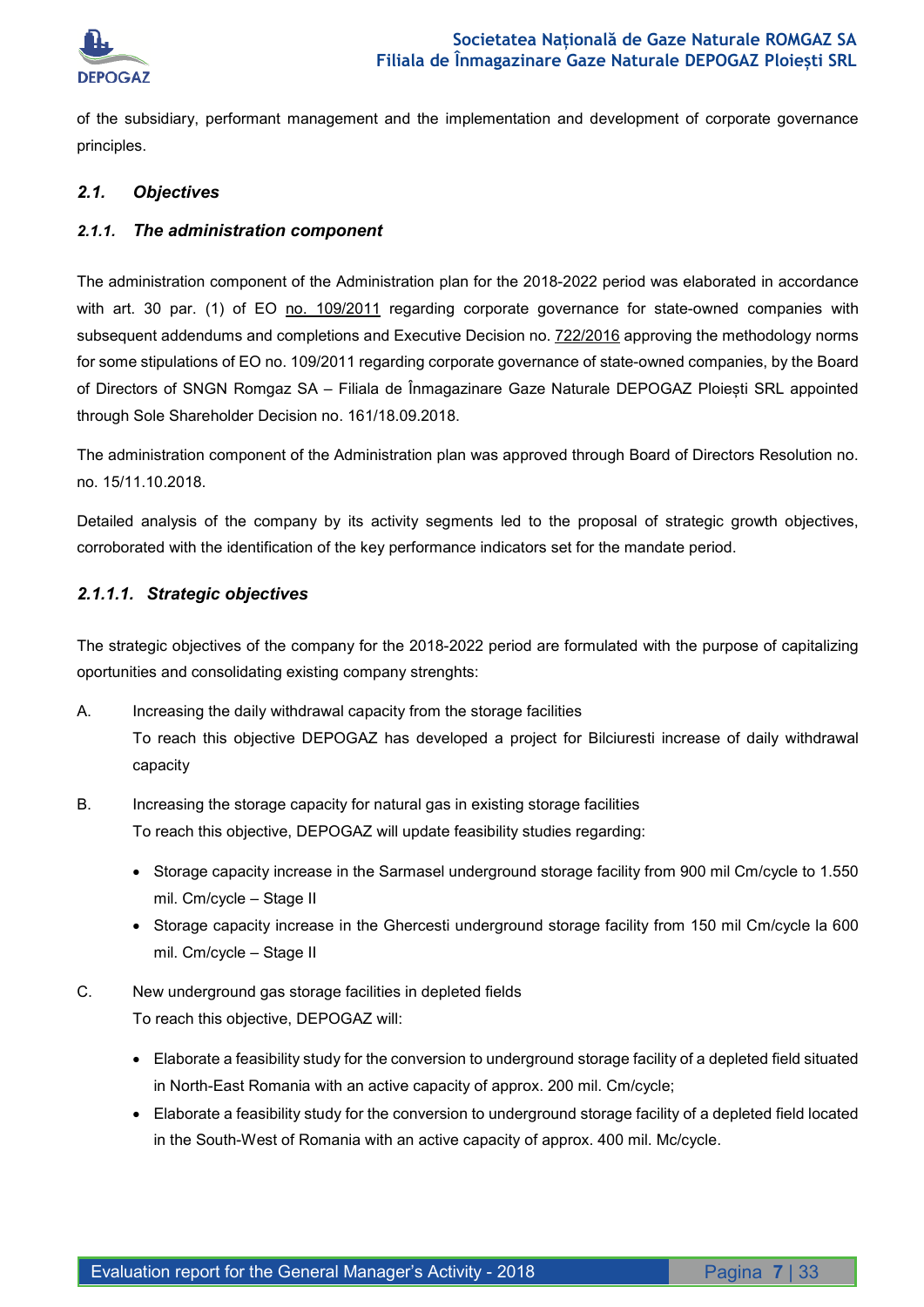of the subsidiary, performant management and the implementation and development of corporate governance principles.

## *2.1. Objectives*

### *2.1.1. The administration component*

The administration component of the Administration plan for the 2018-2022 period was elaborated in accordance with art. 30 par. (1) of EO no. 109/2011 regarding corporate governance for state-owned companies with subsequent addendums and completions and Executive Decision no. 722/2016 approving the methodology norms for some stipulations of EO no. 109/2011 regarding corporate governance of state-owned companies, by the Board of Directors of SNGN Romgaz SA – Filiala de Înmagazinare Gaze Naturale DEPOGAZ Ploiești SRL appointed through Sole Shareholder Decision no. 161/18.09.2018.

The administration component of the Administration plan was approved through Board of Directors Resolution no. no. 15/11.10.2018.

Detailed analysis of the company by its activity segments led to the proposal of strategic growth objectives, corroborated with the identification of the key performance indicators set for the mandate period.

#### *2.1.1.1. Strategic objectives*

The strategic objectives of the company for the 2018-2022 period are formulated with the purpose of capitalizing oportunities and consolidating existing company strenghts:

A. Increasing the daily withdrawal capacity from the storage facilities
To reach this objective DEPOGAZ has developed a project for Bilciuresti increase of daily withdrawal capacity

B. Increasing the storage capacity for natural gas in existing storage facilities
To reach this objective, DEPOGAZ will update feasibility studies regarding:

- Storage capacity increase in the Sarmasel underground storage facility from 900 mil Cm/cycle to 1.550 mil. Cm/cycle – Stage II
- Storage capacity increase in the Ghercesti underground storage facility from 150 mil Cm/cycle la 600 mil. Cm/cycle – Stage II

C. New underground gas storage facilities in depleted fields
To reach this objective, DEPOGAZ will:

- Elaborate a feasibility study for the conversion to underground storage facility of a depleted field situated in North-East Romania with an active capacity of approx. 200 mil. Cm/cycle;
- Elaborate a feasibility study for the conversion to underground storage facility of a depleted field located in the South-West of Romania with an active capacity of approx. 400 mil. Mc/cycle.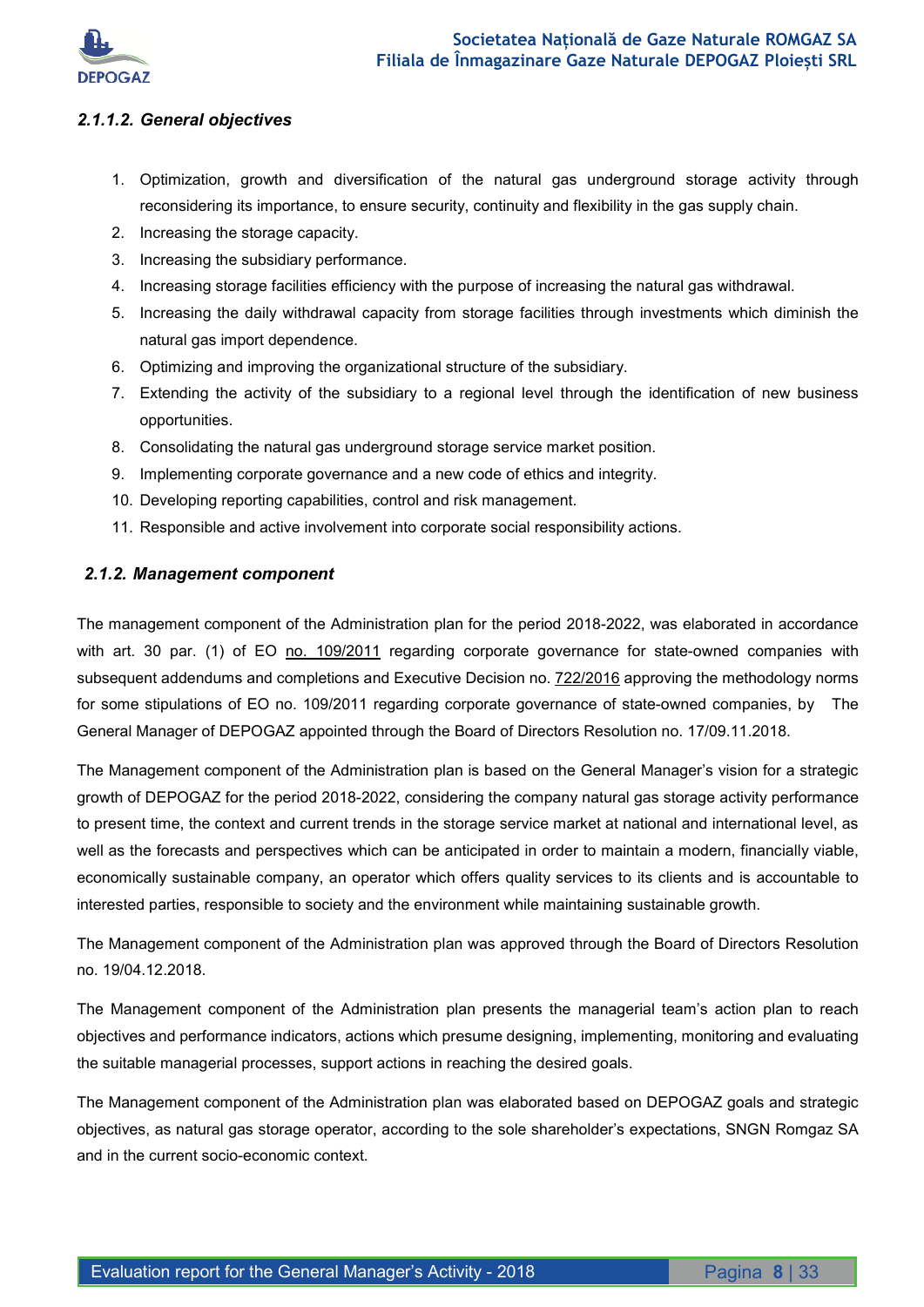#### *2.1.1.2. General objectives*

1. Optimization, growth and diversification of the natural gas underground storage activity through reconsidering its importance, to ensure security, continuity and flexibility in the gas supply chain.
2. Increasing the storage capacity.
3. Increasing the subsidiary performance.
4. Increasing storage facilities efficiency with the purpose of increasing the natural gas withdrawal.
5. Increasing the daily withdrawal capacity from storage facilities through investments which diminish the natural gas import dependence.
6. Optimizing and improving the organizational structure of the subsidiary.
7. Extending the activity of the subsidiary to a regional level through the identification of new business opportunities.
8. Consolidating the natural gas underground storage service market position.
9. Implementing corporate governance and a new code of ethics and integrity.
10. Developing reporting capabilities, control and risk management.
11. Responsible and active involvement into corporate social responsibility actions.

### *2.1.2. Management component*

The management component of the Administration plan for the period 2018-2022, was elaborated in accordance with art. 30 par. (1) of EO no. 109/2011 regarding corporate governance for state-owned companies with subsequent addendums and completions and Executive Decision no. 722/2016 approving the methodology norms for some stipulations of EO no. 109/2011 regarding corporate governance of state-owned companies, by The General Manager of DEPOGAZ appointed through the Board of Directors Resolution no. 17/09.11.2018.

The Management component of the Administration plan is based on the General Manager's vision for a strategic growth of DEPOGAZ for the period 2018-2022, considering the company natural gas storage activity performance to present time, the context and current trends in the storage service market at national and international level, as well as the forecasts and perspectives which can be anticipated in order to maintain a modern, financially viable, economically sustainable company, an operator which offers quality services to its clients and is accountable to interested parties, responsible to society and the environment while maintaining sustainable growth.

The Management component of the Administration plan was approved through the Board of Directors Resolution no. 19/04.12.2018.

The Management component of the Administration plan presents the managerial team's action plan to reach objectives and performance indicators, actions which presume designing, implementing, monitoring and evaluating the suitable managerial processes, support actions in reaching the desired goals.

The Management component of the Administration plan was elaborated based on DEPOGAZ goals and strategic objectives, as natural gas storage operator, according to the sole shareholder's expectations, SNGN Romgaz SA and in the current socio-economic context.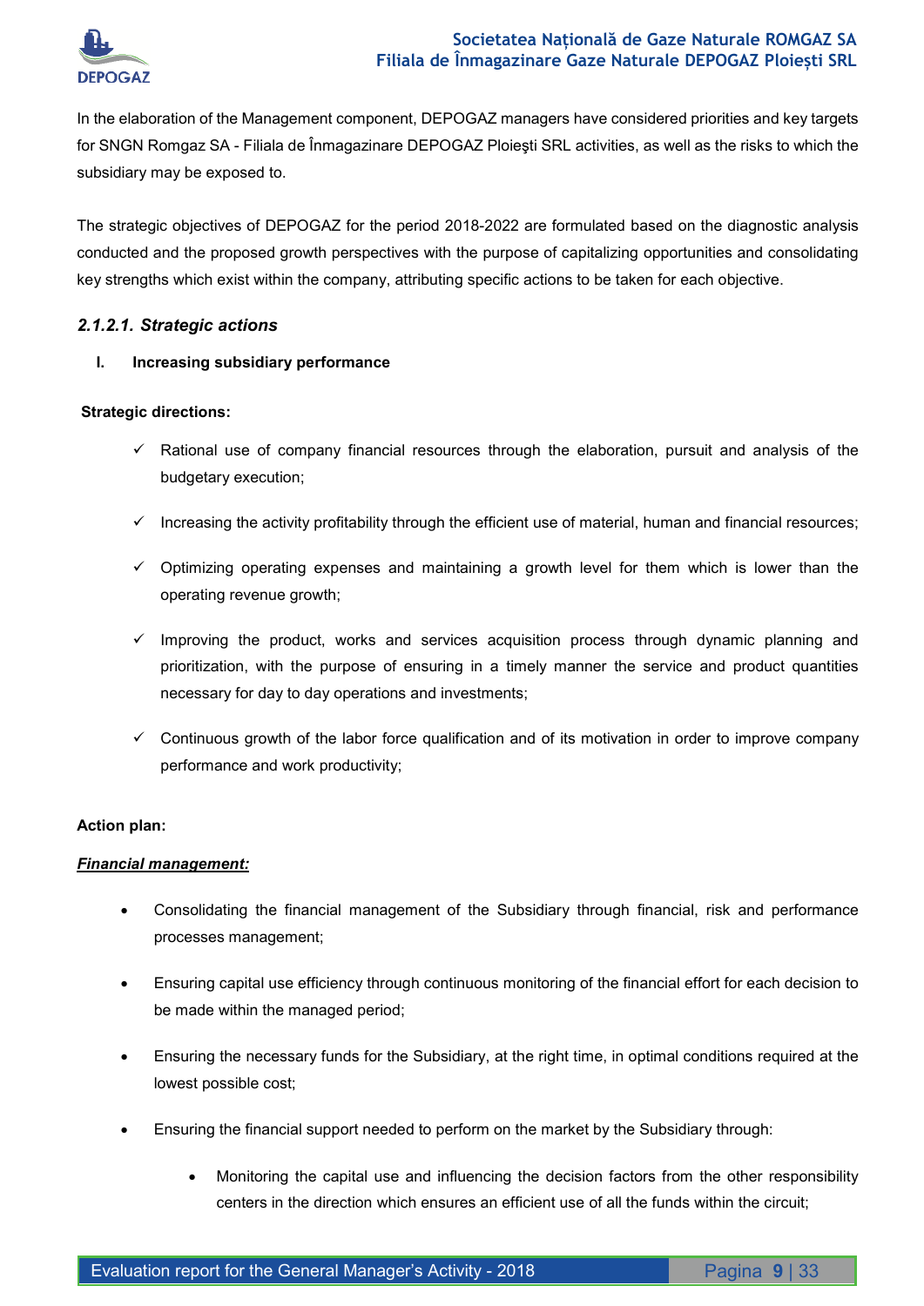In the elaboration of the Management component, DEPOGAZ managers have considered priorities and key targets for SNGN Romgaz SA - Filiala de Înmagazinare DEPOGAZ Ploieşti SRL activities, as well as the risks to which the subsidiary may be exposed to.

The strategic objectives of DEPOGAZ for the period 2018-2022 are formulated based on the diagnostic analysis conducted and the proposed growth perspectives with the purpose of capitalizing opportunities and consolidating key strengths which exist within the company, attributing specific actions to be taken for each objective.

#### *2.1.2.1. Strategic actions*

**I. Increasing subsidiary performance**

**Strategic directions:**

- ✓ Rational use of company financial resources through the elaboration, pursuit and analysis of the budgetary execution;
- ✓ Increasing the activity profitability through the efficient use of material, human and financial resources;
- ✓ Optimizing operating expenses and maintaining a growth level for them which is lower than the operating revenue growth;
- ✓ Improving the product, works and services acquisition process through dynamic planning and prioritization, with the purpose of ensuring in a timely manner the service and product quantities necessary for day to day operations and investments;
- ✓ Continuous growth of the labor force qualification and of its motivation in order to improve company performance and work productivity;

**Action plan:**

***<u>Financial management:</u>***

- Consolidating the financial management of the Subsidiary through financial, risk and performance processes management;
- Ensuring capital use efficiency through continuous monitoring of the financial effort for each decision to be made within the managed period;
- Ensuring the necessary funds for the Subsidiary, at the right time, in optimal conditions required at the lowest possible cost;
- Ensuring the financial support needed to perform on the market by the Subsidiary through:
  - Monitoring the capital use and influencing the decision factors from the other responsibility centers in the direction which ensures an efficient use of all the funds within the circuit;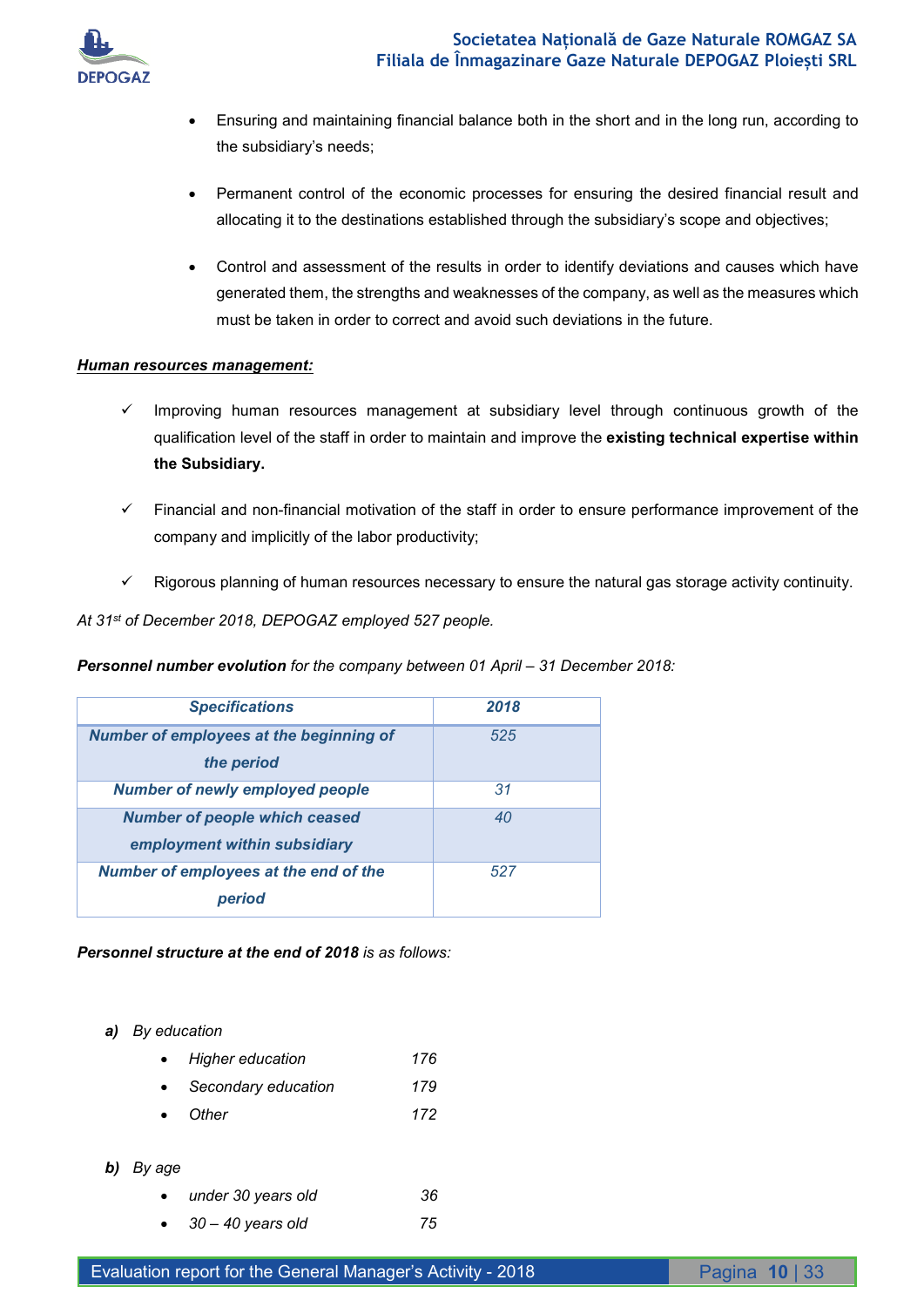- Ensuring and maintaining financial balance both in the short and in the long run, according to the subsidiary's needs;

- Permanent control of the economic processes for ensuring the desired financial result and allocating it to the destinations established through the subsidiary's scope and objectives;

- Control and assessment of the results in order to identify deviations and causes which have generated them, the strengths and weaknesses of the company, as well as the measures which must be taken in order to correct and avoid such deviations in the future.

***Human resources management:***

- ✓ Improving human resources management at subsidiary level through continuous growth of the qualification level of the staff in order to maintain and improve the **existing technical expertise within the Subsidiary.**

- ✓ Financial and non-financial motivation of the staff in order to ensure performance improvement of the company and implicitly of the labor productivity;

- ✓ Rigorous planning of human resources necessary to ensure the natural gas storage activity continuity.

*At 31st of December 2018, DEPOGAZ employed 527 people.*

***Personnel number evolution** for the company between 01 April – 31 December 2018:*

| *Specifications* | *2018* |
|---|---|
| *Number of employees at the beginning of the period* | *525* |
| *Number of newly employed people* | *31* |
| *Number of people which ceased employment within subsidiary* | *40* |
| *Number of employees at the end of the period* | *527* |

***Personnel structure at the end of 2018** is as follows:*

***a)*** *By education*

- *Higher education* 176
- *Secondary education* 179
- *Other* 172

***b)*** *By age*

- *under 30 years old* 36
- *30 – 40 years old* 75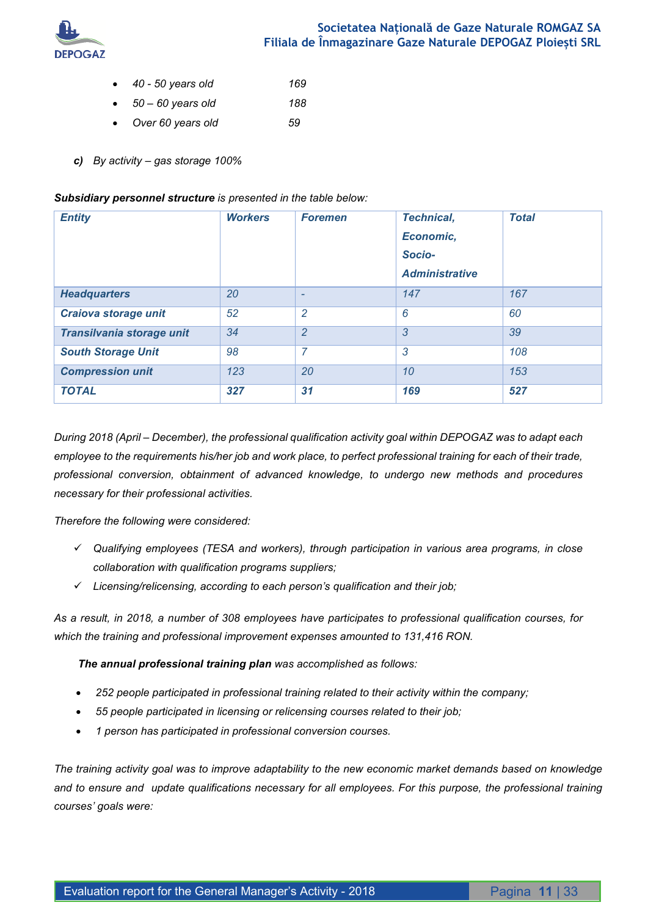- *40 - 50 years old* *169*
- *50 – 60 years old* *188*
- *Over 60 years old* *59*

***c)*** *By activity – gas storage 100%*

***Subsidiary personnel structure*** *is presented in the table below:*

| *Entity* | *Workers* | *Foremen* | *Technical, Economic, Socio-Administrative* | *Total* |
|---|---|---|---|---|
| ***Headquarters*** | *20* | *-* | *147* | *167* |
| ***Craiova storage unit*** | *52* | *2* | *6* | *60* |
| ***Transilvania storage unit*** | *34* | *2* | *3* | *39* |
| ***South Storage Unit*** | *98* | *7* | *3* | *108* |
| ***Compression unit*** | *123* | *20* | *10* | *153* |
| ***TOTAL*** | ***327*** | ***31*** | ***169*** | ***527*** |

*During 2018 (April – December), the professional qualification activity goal within DEPOGAZ was to adapt each employee to the requirements his/her job and work place, to perfect professional training for each of their trade, professional conversion, obtainment of advanced knowledge, to undergo new methods and procedures necessary for their professional activities.*

*Therefore the following were considered:*

- ✓ *Qualifying employees (TESA and workers), through participation in various area programs, in close collaboration with qualification programs suppliers;*
- ✓ *Licensing/relicensing, according to each person's qualification and their job;*

*As a result, in 2018, a number of 308 employees have participates to professional qualification courses, for which the training and professional improvement expenses amounted to 131,416 RON.*

***The annual professional training plan*** *was accomplished as follows:*

- *252 people participated in professional training related to their activity within the company;*
- *55 people participated in licensing or relicensing courses related to their job;*
- *1 person has participated in professional conversion courses.*

*The training activity goal was to improve adaptability to the new economic market demands based on knowledge and to ensure and update qualifications necessary for all employees. For this purpose, the professional training courses' goals were:*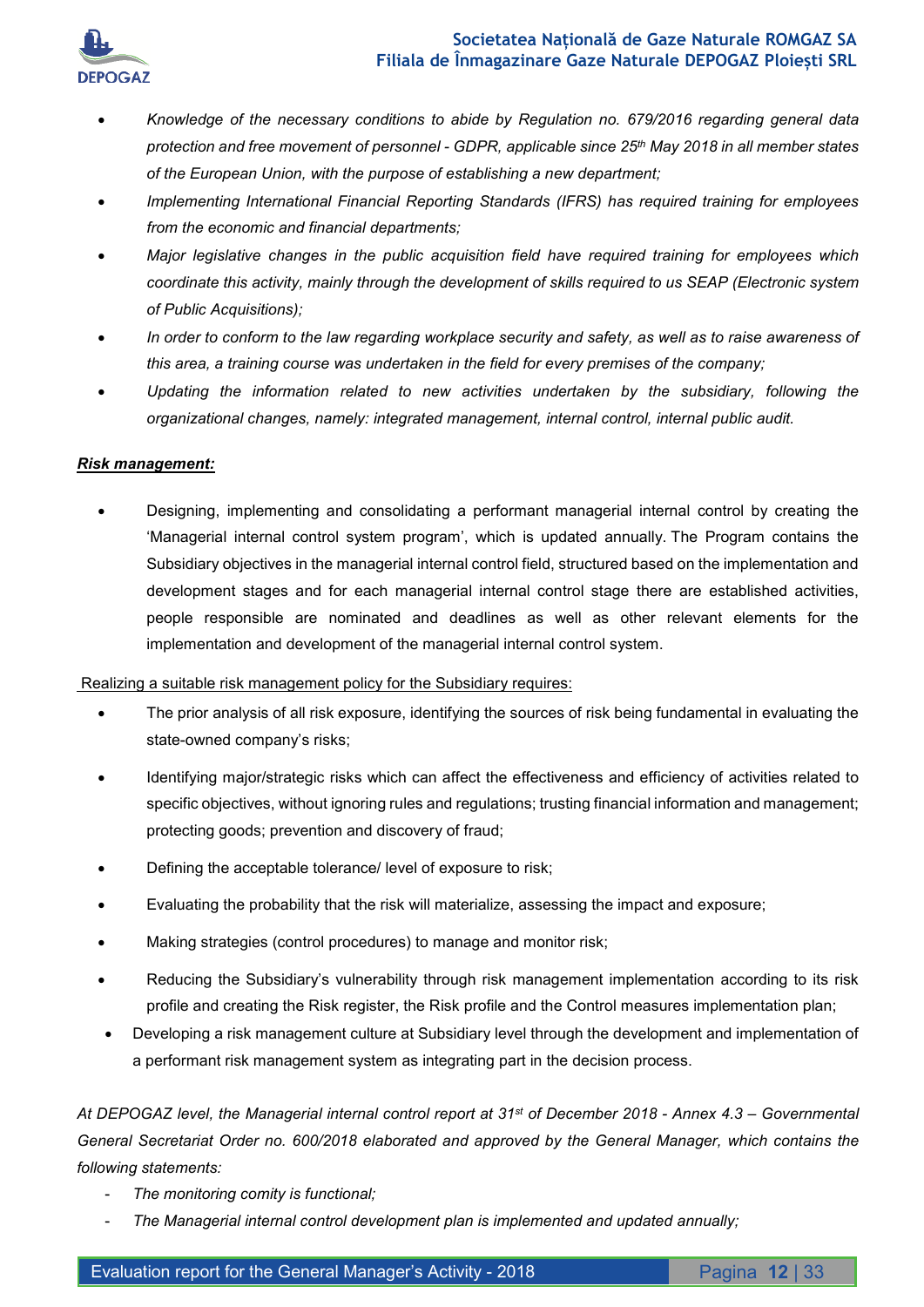- *Knowledge of the necessary conditions to abide by Regulation no. 679/2016 regarding general data protection and free movement of personnel - GDPR, applicable since 25th May 2018 in all member states of the European Union, with the purpose of establishing a new department;*
- *Implementing International Financial Reporting Standards (IFRS) has required training for employees from the economic and financial departments;*
- *Major legislative changes in the public acquisition field have required training for employees which coordinate this activity, mainly through the development of skills required to us SEAP (Electronic system of Public Acquisitions);*
- *In order to conform to the law regarding workplace security and safety, as well as to raise awareness of this area, a training course was undertaken in the field for every premises of the company;*
- *Updating the information related to new activities undertaken by the subsidiary, following the organizational changes, namely: integrated management, internal control, internal public audit.*

***<u>Risk management:</u>***

- Designing, implementing and consolidating a performant managerial internal control by creating the 'Managerial internal control system program', which is updated annually. The Program contains the Subsidiary objectives in the managerial internal control field, structured based on the implementation and development stages and for each managerial internal control stage there are established activities, people responsible are nominated and deadlines as well as other relevant elements for the implementation and development of the managerial internal control system.

<u>Realizing a suitable risk management policy for the Subsidiary requires:</u>

- The prior analysis of all risk exposure, identifying the sources of risk being fundamental in evaluating the state-owned company's risks;
- Identifying major/strategic risks which can affect the effectiveness and efficiency of activities related to specific objectives, without ignoring rules and regulations; trusting financial information and management; protecting goods; prevention and discovery of fraud;
- Defining the acceptable tolerance/ level of exposure to risk;
- Evaluating the probability that the risk will materialize, assessing the impact and exposure;
- Making strategies (control procedures) to manage and monitor risk;
- Reducing the Subsidiary's vulnerability through risk management implementation according to its risk profile and creating the Risk register, the Risk profile and the Control measures implementation plan;
- Developing a risk management culture at Subsidiary level through the development and implementation of a performant risk management system as integrating part in the decision process.

*At DEPOGAZ level, the Managerial internal control report at 31st of December 2018 - Annex 4.3 – Governmental General Secretariat Order no. 600/2018 elaborated and approved by the General Manager, which contains the following statements:*

- *The monitoring comity is functional;*
- *The Managerial internal control development plan is implemented and updated annually;*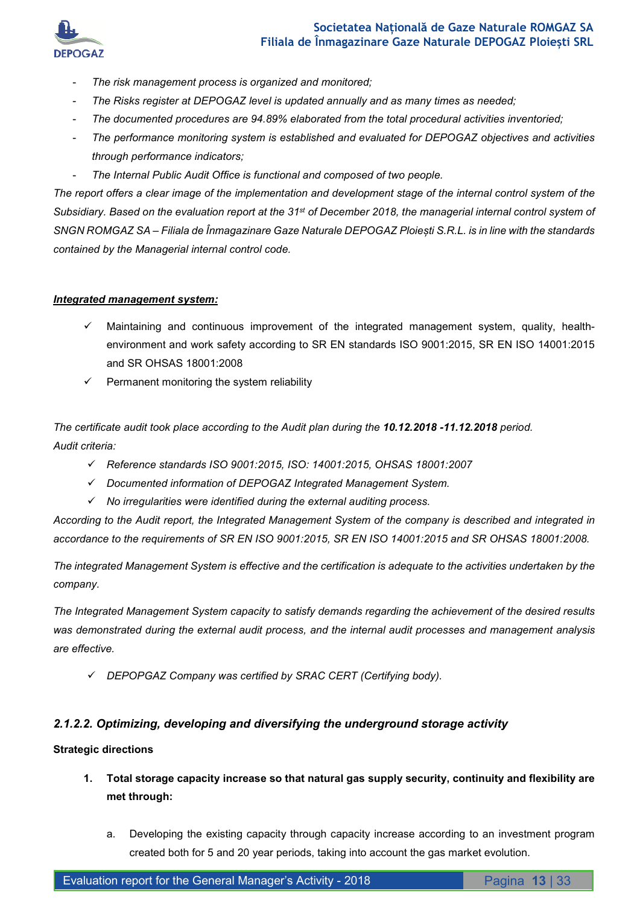- *The risk management process is organized and monitored;*
- *The Risks register at DEPOGAZ level is updated annually and as many times as needed;*
- *The documented procedures are 94.89% elaborated from the total procedural activities inventoried;*
- *The performance monitoring system is established and evaluated for DEPOGAZ objectives and activities through performance indicators;*
- *The Internal Public Audit Office is functional and composed of two people.*

*The report offers a clear image of the implementation and development stage of the internal control system of the Subsidiary. Based on the evaluation report at the 31st of December 2018, the managerial internal control system of SNGN ROMGAZ SA – Filiala de Înmagazinare Gaze Naturale DEPOGAZ Ploiești S.R.L. is in line with the standards contained by the Managerial internal control code.*

***Integrated management system:***

- ✓ Maintaining and continuous improvement of the integrated management system, quality, health-environment and work safety according to SR EN standards ISO 9001:2015, SR EN ISO 14001:2015 and SR OHSAS 18001:2008
- ✓ Permanent monitoring the system reliability

*The certificate audit took place according to the Audit plan during the* ***10.12.2018 -11.12.2018*** *period.*
*Audit criteria:*

- ✓ *Reference standards ISO 9001:2015, ISO: 14001:2015, OHSAS 18001:2007*
- ✓ *Documented information of DEPOGAZ Integrated Management System.*
- ✓ *No irregularities were identified during the external auditing process.*

*According to the Audit report, the Integrated Management System of the company is described and integrated in accordance to the requirements of SR EN ISO 9001:2015, SR EN ISO 14001:2015 and SR OHSAS 18001:2008.*

*The integrated Management System is effective and the certification is adequate to the activities undertaken by the company.*

*The Integrated Management System capacity to satisfy demands regarding the achievement of the desired results was demonstrated during the external audit process, and the internal audit processes and management analysis are effective.*

- ✓ *DEPOPGAZ Company was certified by SRAC CERT (Certifying body).*

### *2.1.2.2. Optimizing, developing and diversifying the underground storage activity*

**Strategic directions**

1. **Total storage capacity increase so that natural gas supply security, continuity and flexibility are met through:**

   a. Developing the existing capacity through capacity increase according to an investment program created both for 5 and 20 year periods, taking into account the gas market evolution.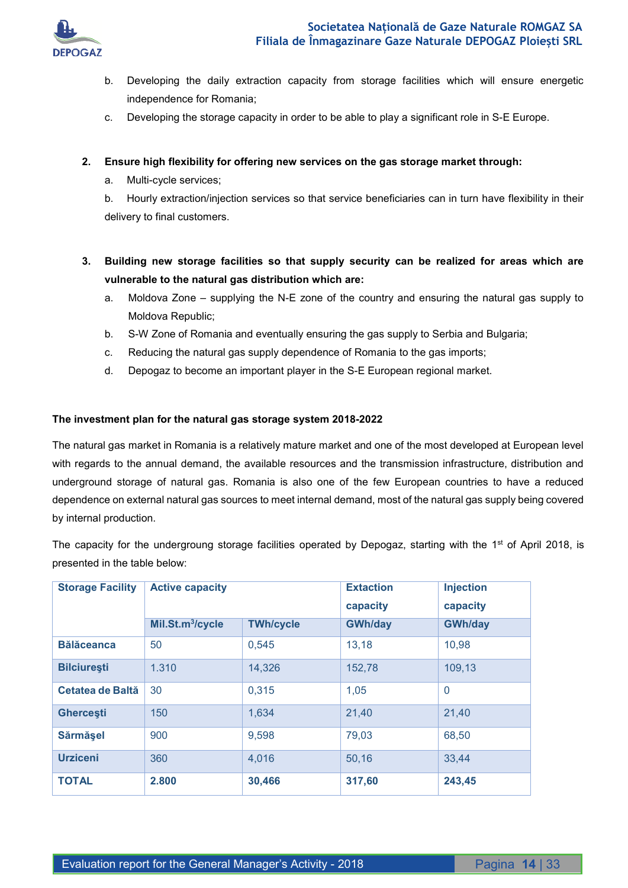b. Developing the daily extraction capacity from storage facilities which will ensure energetic independence for Romania;

c. Developing the storage capacity in order to be able to play a significant role in S-E Europe.

**2. Ensure high flexibility for offering new services on the gas storage market through:**

a. Multi-cycle services;

b. Hourly extraction/injection services so that service beneficiaries can in turn have flexibility in their delivery to final customers.

**3. Building new storage facilities so that supply security can be realized for areas which are vulnerable to the natural gas distribution which are:**

a. Moldova Zone – supplying the N-E zone of the country and ensuring the natural gas supply to Moldova Republic;

b. S-W Zone of Romania and eventually ensuring the gas supply to Serbia and Bulgaria;

c. Reducing the natural gas supply dependence of Romania to the gas imports;

d. Depogaz to become an important player in the S-E European regional market.

**The investment plan for the natural gas storage system 2018-2022**

The natural gas market in Romania is a relatively mature market and one of the most developed at European level with regards to the annual demand, the available resources and the transmission infrastructure, distribution and underground storage of natural gas. Romania is also one of the few European countries to have a reduced dependence on external natural gas sources to meet internal demand, most of the natural gas supply being covered by internal production.

The capacity for the undergroung storage facilities operated by Depogaz, starting with the 1st of April 2018, is presented in the table below:

| Storage Facility | Active capacity | | Extaction capacity | Injection capacity |
|---|---|---|---|---|
| | Mil.St.m$^3$/cycle | TWh/cycle | GWh/day | GWh/day |
| **Bălăceanca** | 50 | 0,545 | 13,18 | 10,98 |
| **Bilciureşti** | 1.310 | 14,326 | 152,78 | 109,13 |
| **Cetatea de Baltă** | 30 | 0,315 | 1,05 | 0 |
| **Ghercești** | 150 | 1,634 | 21,40 | 21,40 |
| **Sărmăşel** | 900 | 9,598 | 79,03 | 68,50 |
| **Urziceni** | 360 | 4,016 | 50,16 | 33,44 |
| **TOTAL** | **2.800** | **30,466** | **317,60** | **243,45** |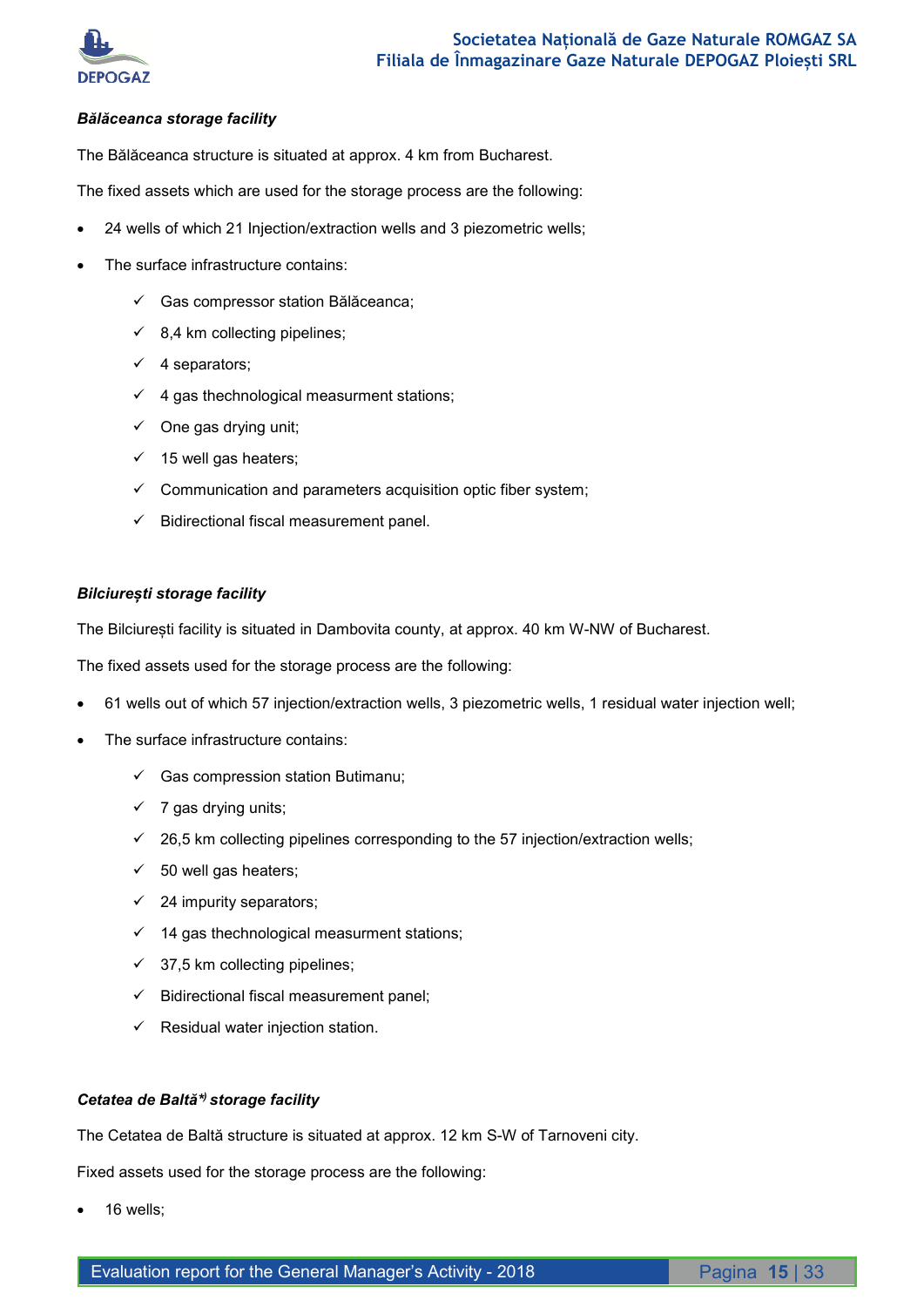***Bălăceanca storage facility***

The Bălăceanca structure is situated at approx. 4 km from Bucharest.

The fixed assets which are used for the storage process are the following:

- 24 wells of which 21 Injection/extraction wells and 3 piezometric wells;
- The surface infrastructure contains:
  - ✓ Gas compressor station Bălăceanca;
  - ✓ 8,4 km collecting pipelines;
  - ✓ 4 separators;
  - ✓ 4 gas thechnological measurment stations;
  - ✓ One gas drying unit;
  - ✓ 15 well gas heaters;
  - ✓ Communication and parameters acquisition optic fiber system;
  - ✓ Bidirectional fiscal measurement panel.

***Bilciurești storage facility***

The Bilciurești facility is situated in Dambovita county, at approx. 40 km W-NW of Bucharest.

The fixed assets used for the storage process are the following:

- 61 wells out of which 57 injection/extraction wells, 3 piezometric wells, 1 residual water injection well;
- The surface infrastructure contains:
  - ✓ Gas compression station Butimanu;
  - ✓ 7 gas drying units;
  - ✓ 26,5 km collecting pipelines corresponding to the 57 injection/extraction wells;
  - ✓ 50 well gas heaters;
  - ✓ 24 impurity separators;
  - ✓ 14 gas technological measurment stations;
  - ✓ 37,5 km collecting pipelines;
  - ✓ Bidirectional fiscal measurement panel;
  - ✓ Residual water injection station.

***Cetatea de Baltă\*) storage facility***

The Cetatea de Baltă structure is situated at approx. 12 km S-W of Tarnoveni city.

Fixed assets used for the storage process are the following:

- 16 wells;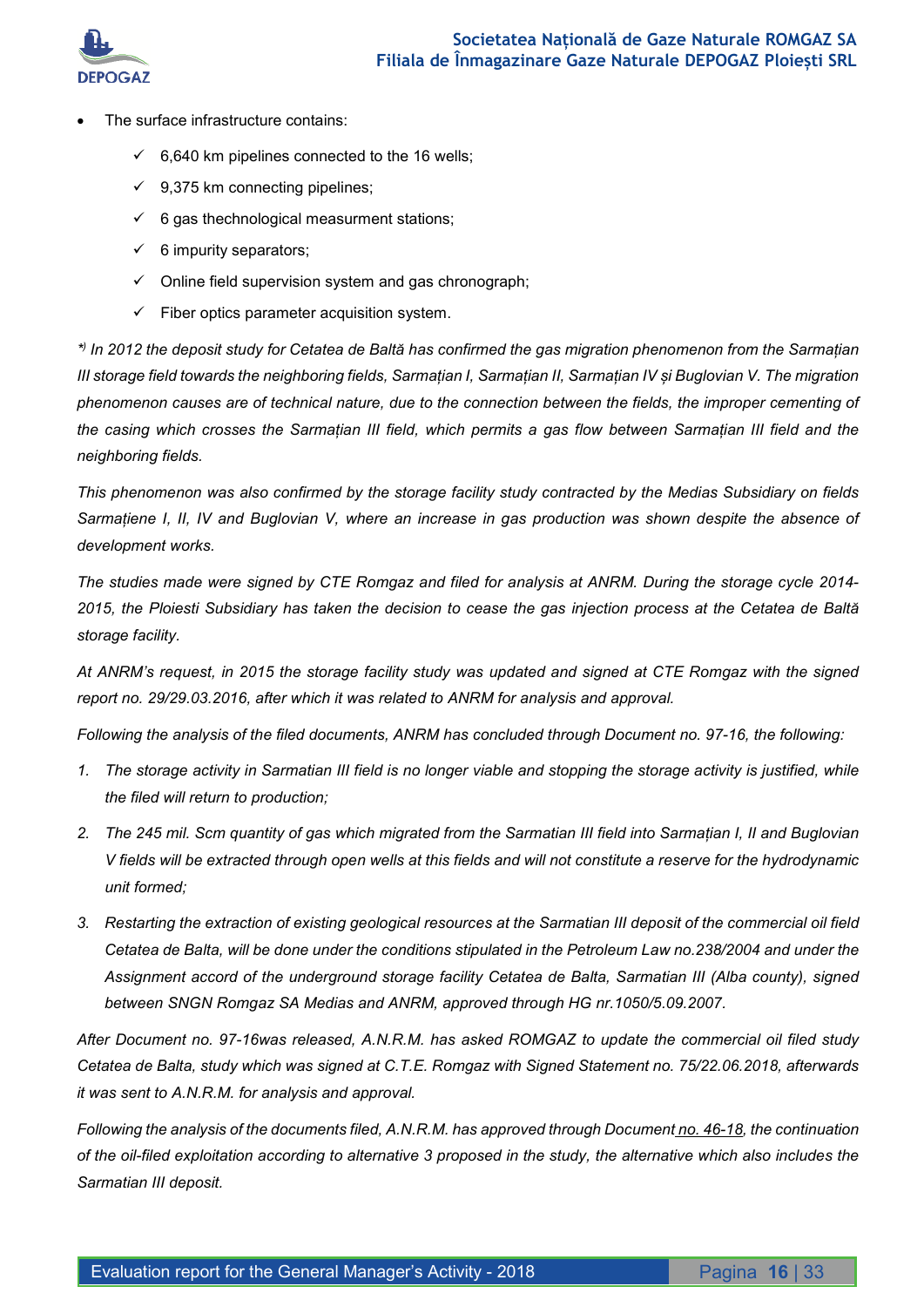- The surface infrastructure contains:
  - ✓ 6,640 km pipelines connected to the 16 wells;
  - ✓ 9,375 km connecting pipelines;
  - ✓ 6 gas thechnological measurment stations;
  - ✓ 6 impurity separators;
  - ✓ Online field supervision system and gas chronograph;
  - ✓ Fiber optics parameter acquisition system.

*[*)] In 2012 the deposit study for Cetatea de Baltă has confirmed the gas migration phenomenon from the Sarmațian III storage field towards the neighboring fields, Sarmațian I, Sarmațian II, Sarmațian IV și Buglovian V. The migration phenomenon causes are of technical nature, due to the connection between the fields, the improper cementing of the casing which crosses the Sarmațian III field, which permits a gas flow between Sarmațian III field and the neighboring fields.*

*This phenomenon was also confirmed by the storage facility study contracted by the Medias Subsidiary on fields Sarmațiene I, II, IV and Buglovian V, where an increase in gas production was shown despite the absence of development works.*

*The studies made were signed by CTE Romgaz and filed for analysis at ANRM. During the storage cycle 2014-2015, the Ploiesti Subsidiary has taken the decision to cease the gas injection process at the Cetatea de Baltă storage facility.*

*At ANRM's request, in 2015 the storage facility study was updated and signed at CTE Romgaz with the signed report no. 29/29.03.2016, after which it was related to ANRM for analysis and approval.*

*Following the analysis of the filed documents, ANRM has concluded through Document no. 97-16, the following:*

1. *The storage activity in Sarmatian III field is no longer viable and stopping the storage activity is justified, while the filed will return to production;*
2. *The 245 mil. Scm quantity of gas which migrated from the Sarmatian III field into Sarmațian I, II and Buglovian V fields will be extracted through open wells at this fields and will not constitute a reserve for the hydrodynamic unit formed;*
3. *Restarting the extraction of existing geological resources at the Sarmatian III deposit of the commercial oil field Cetatea de Balta, will be done under the conditions stipulated in the Petroleum Law no.238/2004 and under the Assignment accord of the underground storage facility Cetatea de Balta, Sarmatian III (Alba county), signed between SNGN Romgaz SA Medias and ANRM, approved through HG nr.1050/5.09.2007.*

*After Document no. 97-16was released, A.N.R.M. has asked ROMGAZ to update the commercial oil filed study Cetatea de Balta, study which was signed at C.T.E. Romgaz with Signed Statement no. 75/22.06.2018, afterwards it was sent to A.N.R.M. for analysis and approval.*

*Following the analysis of the documents filed, A.N.R.M. has approved through Document no. 46-18, the continuation of the oil-filed exploitation according to alternative 3 proposed in the study, the alternative which also includes the Sarmatian III deposit.*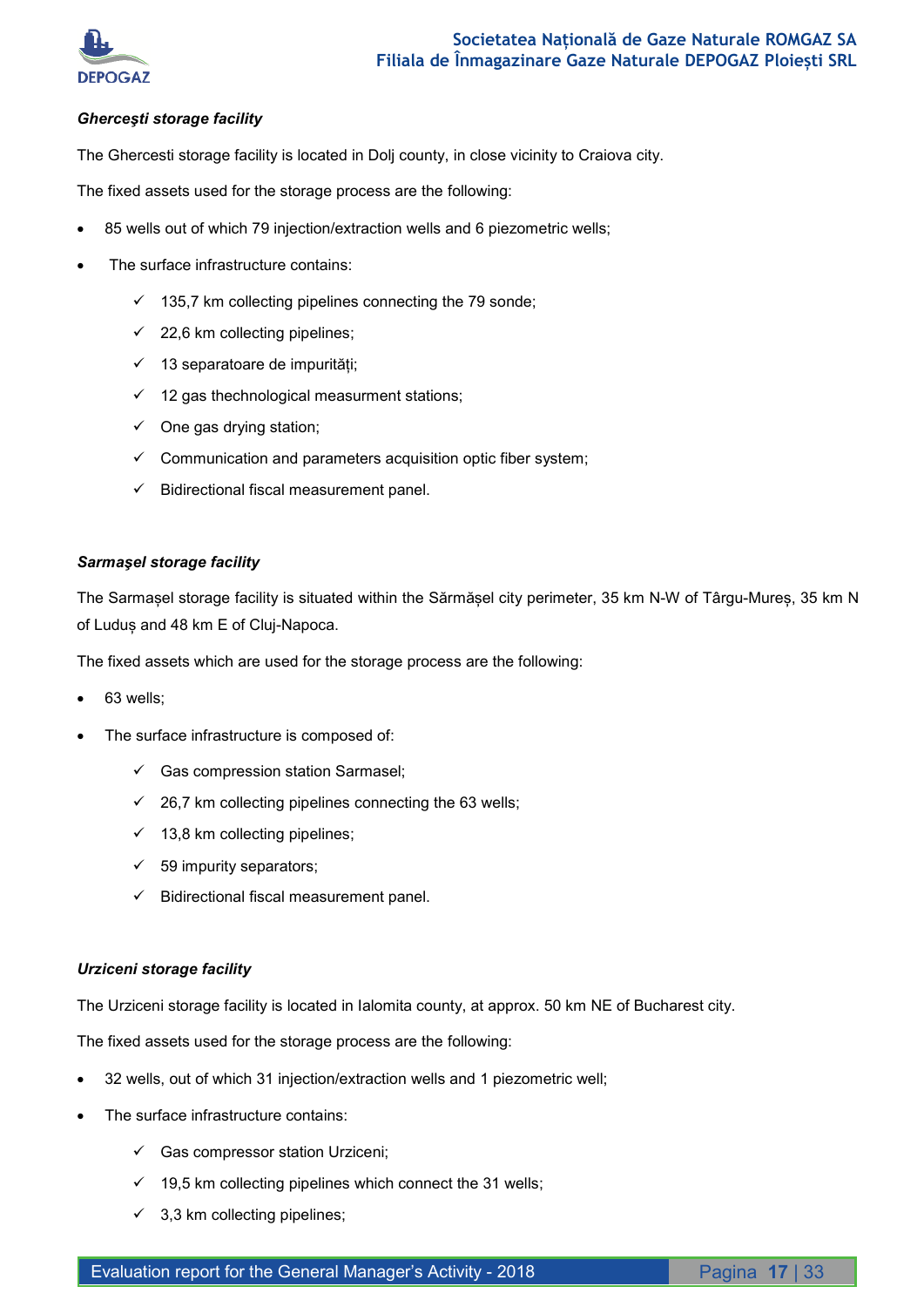***Gherceşti storage facility***

The Ghercesti storage facility is located in Dolj county, in close vicinity to Craiova city.

The fixed assets used for the storage process are the following:

- 85 wells out of which 79 injection/extraction wells and 6 piezometric wells;
- The surface infrastructure contains:
  - ✓ 135,7 km collecting pipelines connecting the 79 sonde;
  - ✓ 22,6 km collecting pipelines;
  - ✓ 13 separatoare de impurități;
  - ✓ 12 gas thechnological measurment stations;
  - ✓ One gas drying station;
  - ✓ Communication and parameters acquisition optic fiber system;
  - ✓ Bidirectional fiscal measurement panel.

***Sarmaşel storage facility***

The Sarmașel storage facility is situated within the Sărmășel city perimeter, 35 km N-W of Târgu-Mureș, 35 km N of Luduș and 48 km E of Cluj-Napoca.

The fixed assets which are used for the storage process are the following:

- 63 wells;
- The surface infrastructure is composed of:
  - ✓ Gas compression station Sarmasel;
  - ✓ 26,7 km collecting pipelines connecting the 63 wells;
  - ✓ 13,8 km collecting pipelines;
  - ✓ 59 impurity separators;
  - ✓ Bidirectional fiscal measurement panel.

***Urziceni storage facility***

The Urziceni storage facility is located in Ialomita county, at approx. 50 km NE of Bucharest city.

The fixed assets used for the storage process are the following:

- 32 wells, out of which 31 injection/extraction wells and 1 piezometric well;
- The surface infrastructure contains:
  - ✓ Gas compressor station Urziceni;
  - ✓ 19,5 km collecting pipelines which connect the 31 wells;
  - ✓ 3,3 km collecting pipelines;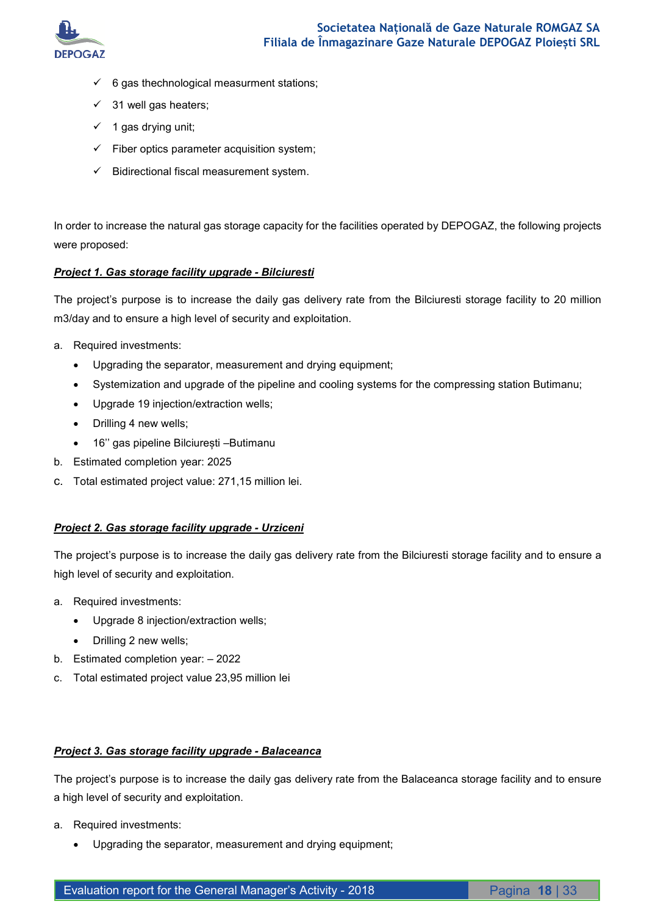- ✓ 6 gas thechnological measurment stations;
- ✓ 31 well gas heaters;
- ✓ 1 gas drying unit;
- ✓ Fiber optics parameter acquisition system;
- ✓ Bidirectional fiscal measurement system.

In order to increase the natural gas storage capacity for the facilities operated by DEPOGAZ, the following projects were proposed:

***Project 1. Gas storage facility upgrade - Bilciuresti***

The project's purpose is to increase the daily gas delivery rate from the Bilciuresti storage facility to 20 million m3/day and to ensure a high level of security and exploitation.

a. Required investments:
   - Upgrading the separator, measurement and drying equipment;
   - Systemization and upgrade of the pipeline and cooling systems for the compressing station Butimanu;
   - Upgrade 19 injection/extraction wells;
   - Drilling 4 new wells;
   - 16'' gas pipeline Bilciurești –Butimanu
b. Estimated completion year: 2025
c. Total estimated project value: 271,15 million lei.

***Project 2. Gas storage facility upgrade - Urziceni***

The project's purpose is to increase the daily gas delivery rate from the Bilciuresti storage facility and to ensure a high level of security and exploitation.

a. Required investments:
   - Upgrade 8 injection/extraction wells;
   - Drilling 2 new wells;
b. Estimated completion year: – 2022
c. Total estimated project value 23,95 million lei

***Project 3. Gas storage facility upgrade - Balaceanca***

The project's purpose is to increase the daily gas delivery rate from the Balaceanca storage facility and to ensure a high level of security and exploitation.

a. Required investments:
   - Upgrading the separator, measurement and drying equipment;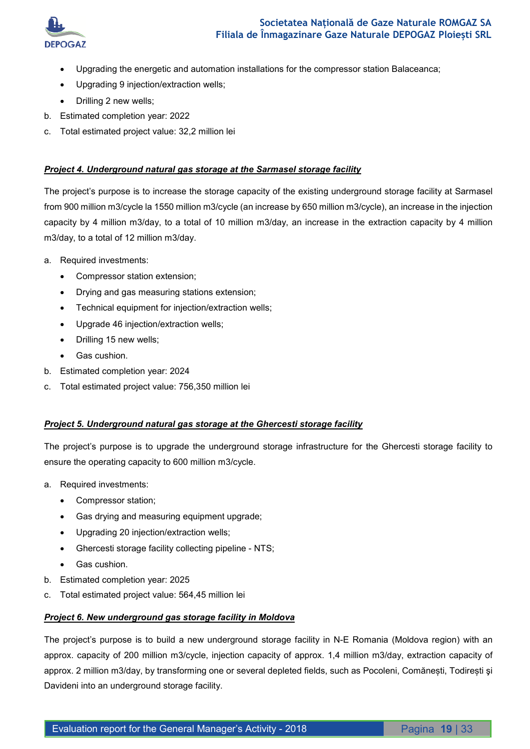- Upgrading the energetic and automation installations for the compressor station Balaceanca;
- Upgrading 9 injection/extraction wells;
- Drilling 2 new wells;

b. Estimated completion year: 2022

c. Total estimated project value: 32,2 million lei

***Project 4. Underground natural gas storage at the Sarmasel storage facility***

The project's purpose is to increase the storage capacity of the existing underground storage facility at Sarmasel from 900 million m3/cycle la 1550 million m3/cycle (an increase by 650 million m3/cycle), an increase in the injection capacity by 4 million m3/day, to a total of 10 million m3/day, an increase in the extraction capacity by 4 million m3/day, to a total of 12 million m3/day.

a. Required investments:
   - Compressor station extension;
   - Drying and gas measuring stations extension;
   - Technical equipment for injection/extraction wells;
   - Upgrade 46 injection/extraction wells;
   - Drilling 15 new wells;
   - Gas cushion.

b. Estimated completion year: 2024

c. Total estimated project value: 756,350 million lei

***Project 5. Underground natural gas storage at the Ghercesti storage facility***

The project's purpose is to upgrade the underground storage infrastructure for the Ghercesti storage facility to ensure the operating capacity to 600 million m3/cycle.

a. Required investments:
   - Compressor station;
   - Gas drying and measuring equipment upgrade;
   - Upgrading 20 injection/extraction wells;
   - Ghercesti storage facility collecting pipeline - NTS;
   - Gas cushion.

b. Estimated completion year: 2025

c. Total estimated project value: 564,45 million lei

***Project 6. New underground gas storage facility in Moldova***

The project's purpose is to build a new underground storage facility in N-E Romania (Moldova region) with an approx. capacity of 200 million m3/cycle, injection capacity of approx. 1,4 million m3/day, extraction capacity of approx. 2 million m3/day, by transforming one or several depleted fields, such as Pocoleni, Comănești, Todirești şi Davideni into an underground storage facility.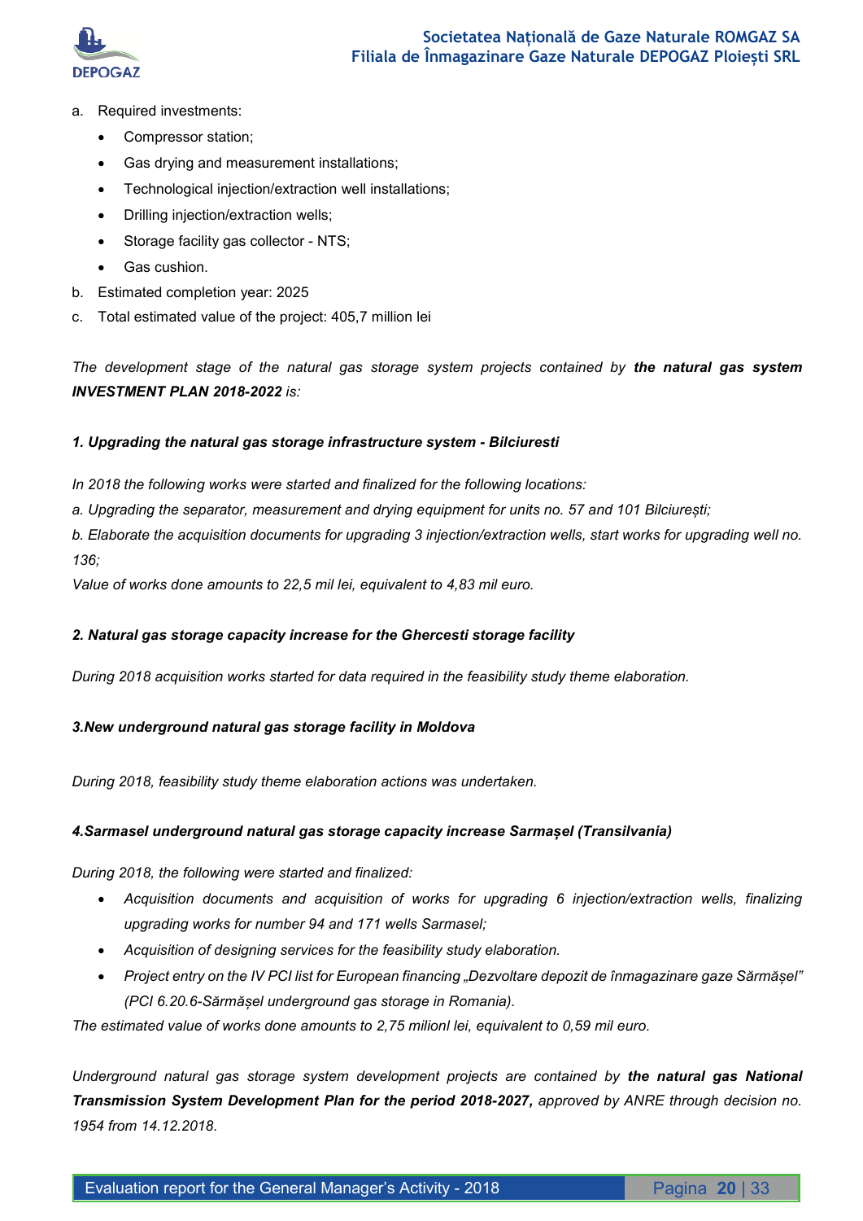a. Required investments:
   - Compressor station;
   - Gas drying and measurement installations;
   - Technological injection/extraction well installations;
   - Drilling injection/extraction wells;
   - Storage facility gas collector - NTS;
   - Gas cushion.
b. Estimated completion year: 2025
c. Total estimated value of the project: 405,7 million lei

*The development stage of the natural gas storage system projects contained by* ***the natural gas system INVESTMENT PLAN 2018-2022*** *is:*

***1. Upgrading the natural gas storage infrastructure system - Bilciuresti***

*In 2018 the following works were started and finalized for the following locations:*

*a. Upgrading the separator, measurement and drying equipment for units no. 57 and 101 Bilciurești;*

*b. Elaborate the acquisition documents for upgrading 3 injection/extraction wells, start works for upgrading well no. 136;*

*Value of works done amounts to 22,5 mil lei, equivalent to 4,83 mil euro.*

***2. Natural gas storage capacity increase for the Ghercesti storage facility***

*During 2018 acquisition works started for data required in the feasibility study theme elaboration.*

***3.New underground natural gas storage facility in Moldova***

*During 2018, feasibility study theme elaboration actions was undertaken.*

***4.Sarmasel underground natural gas storage capacity increase Sarmașel (Transilvania)***

*During 2018, the following were started and finalized:*

- *Acquisition documents and acquisition of works for upgrading 6 injection/extraction wells, finalizing upgrading works for number 94 and 171 wells Sarmasel;*
- *Acquisition of designing services for the feasibility study elaboration.*
- *Project entry on the IV PCI list for European financing „Dezvoltare depozit de înmagazinare gaze Sărmășel" (PCI 6.20.6-Sărmășel underground gas storage in Romania).*

*The estimated value of works done amounts to 2,75 milionl lei, equivalent to 0,59 mil euro.*

*Underground natural gas storage system development projects are contained by* ***the natural gas National Transmission System Development Plan for the period 2018-2027,*** *approved by ANRE through decision no. 1954 from 14.12.2018.*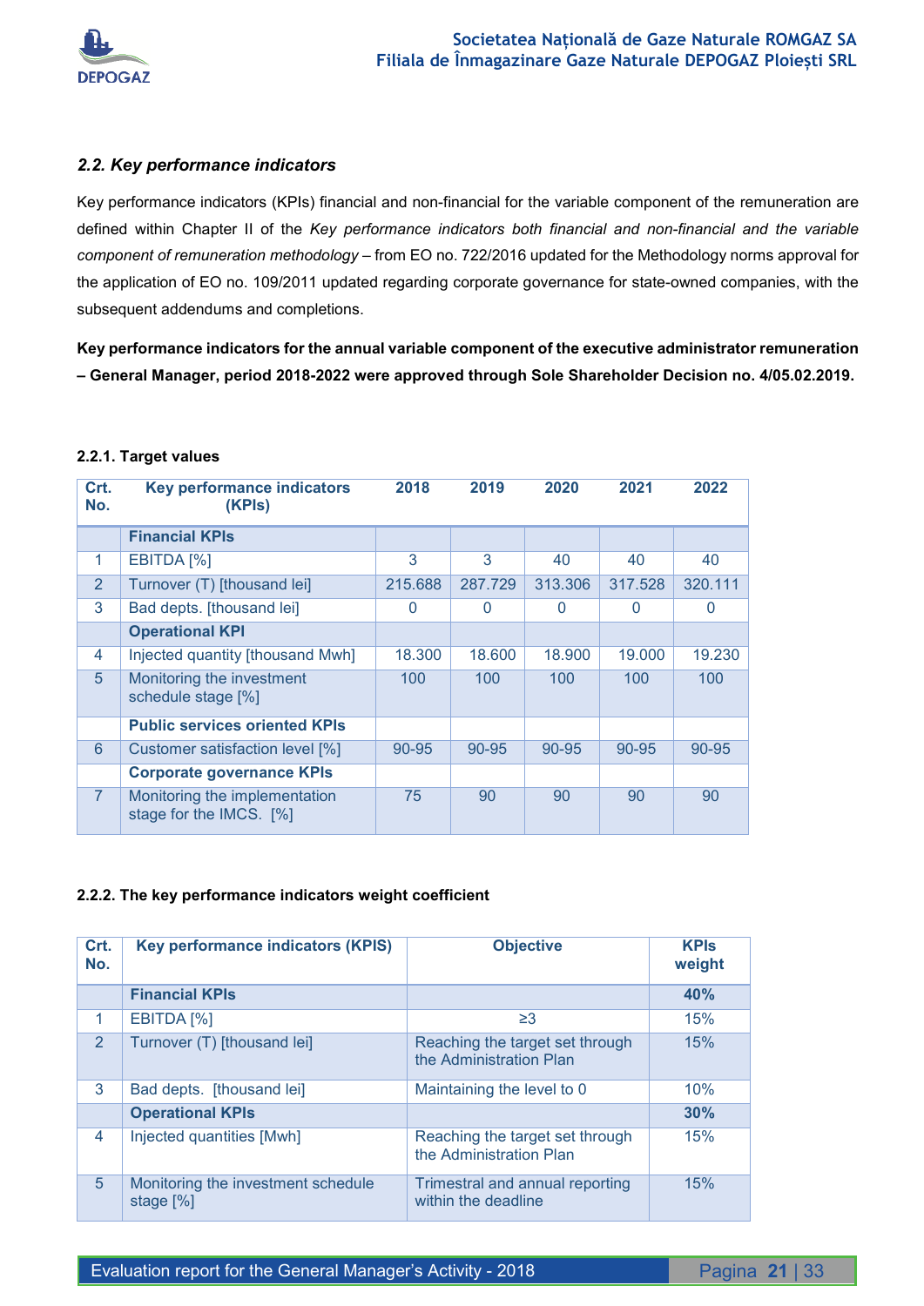### *2.2. Key performance indicators*

Key performance indicators (KPIs) financial and non-financial for the variable component of the remuneration are defined within Chapter II of the *Key performance indicators both financial and non-financial and the variable component of remuneration methodology* – from EO no. 722/2016 updated for the Methodology norms approval for the application of EO no. 109/2011 updated regarding corporate governance for state-owned companies, with the subsequent addendums and completions.

**Key performance indicators for the annual variable component of the executive administrator remuneration – General Manager, period 2018-2022 were approved through Sole Shareholder Decision no. 4/05.02.2019.**

#### 2.2.1. Target values

| Crt. No. | Key performance indicators (KPIs) | 2018 | 2019 | 2020 | 2021 | 2022 |
|---|---|---|---|---|---|---|
| | **Financial KPIs** | | | | | |
| 1 | EBITDA [%] | 3 | 3 | 40 | 40 | 40 |
| 2 | Turnover (T) [thousand lei] | 215.688 | 287.729 | 313.306 | 317.528 | 320.111 |
| 3 | Bad depts. [thousand lei] | 0 | 0 | 0 | 0 | 0 |
| | **Operational KPI** | | | | | |
| 4 | Injected quantity [thousand Mwh] | 18.300 | 18.600 | 18.900 | 19.000 | 19.230 |
| 5 | Monitoring the investment schedule stage [%] | 100 | 100 | 100 | 100 | 100 |
| | **Public services oriented KPIs** | | | | | |
| 6 | Customer satisfaction level [%] | 90-95 | 90-95 | 90-95 | 90-95 | 90-95 |
| | **Corporate governance KPIs** | | | | | |
| 7 | Monitoring the implementation stage for the IMCS. [%] | 75 | 90 | 90 | 90 | 90 |

#### 2.2.2. The key performance indicators weight coefficient

| Crt. No. | Key performance indicators (KPIS) | Objective | KPIs weight |
|---|---|---|---|
| | **Financial KPIs** | | **40%** |
| 1 | EBITDA [%] | ≥3 | 15% |
| 2 | Turnover (T) [thousand lei] | Reaching the target set through the Administration Plan | 15% |
| 3 | Bad depts. [thousand lei] | Maintaining the level to 0 | 10% |
| | **Operational KPIs** | | **30%** |
| 4 | Injected quantities [Mwh] | Reaching the target set through the Administration Plan | 15% |
| 5 | Monitoring the investment schedule stage [%] | Trimestral and annual reporting within the deadline | 15% |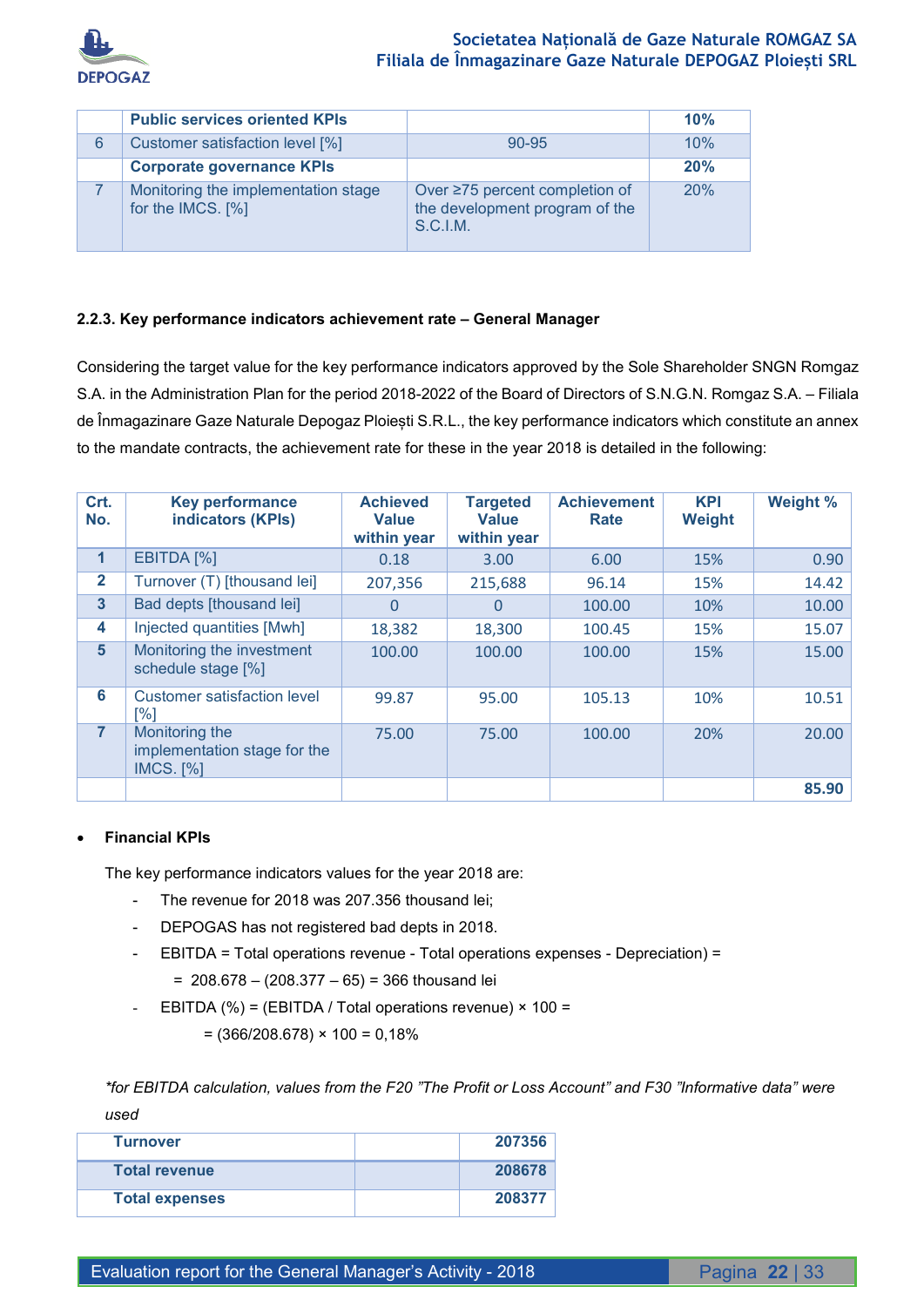|  | **Public services oriented KPIs** |  | **10%** |
|---|---|---|---|
| 6 | Customer satisfaction level [%] | 90-95 | 10% |
|  | **Corporate governance KPIs** |  | **20%** |
| 7 | Monitoring the implementation stage for the IMCS. [%] | Over ≥75 percent completion of the development program of the S.C.I.M. | 20% |

#### 2.2.3. Key performance indicators achievement rate – General Manager

Considering the target value for the key performance indicators approved by the Sole Shareholder SNGN Romgaz S.A. in the Administration Plan for the period 2018-2022 of the Board of Directors of S.N.G.N. Romgaz S.A. – Filiala de Înmagazinare Gaze Naturale Depogaz Ploiești S.R.L., the key performance indicators which constitute an annex to the mandate contracts, the achievement rate for these in the year 2018 is detailed in the following:

| Crt. No. | Key performance indicators (KPIs) | Achieved Value within year | Targeted Value within year | Achievement Rate | KPI Weight | Weight % |
|---|---|---|---|---|---|---|
| **1** | EBITDA [%] | 0.18 | 3.00 | 6.00 | 15% | 0.90 |
| **2** | Turnover (T) [thousand lei] | 207,356 | 215,688 | 96.14 | 15% | 14.42 |
| **3** | Bad depts [thousand lei] | 0 | 0 | 100.00 | 10% | 10.00 |
| **4** | Injected quantities [Mwh] | 18,382 | 18,300 | 100.45 | 15% | 15.07 |
| **5** | Monitoring the investment schedule stage [%] | 100.00 | 100.00 | 100.00 | 15% | 15.00 |
| **6** | Customer satisfaction level [%] | 99.87 | 95.00 | 105.13 | 10% | 10.51 |
| **7** | Monitoring the implementation stage for the IMCS. [%] | 75.00 | 75.00 | 100.00 | 20% | 20.00 |
|  |  |  |  |  |  | **85.90** |

- **Financial KPIs**

  The key performance indicators values for the year 2018 are:

  - The revenue for 2018 was 207.356 thousand lei;
  - DEPOGAS has not registered bad depts in 2018.
  - EBITDA = Total operations revenue - Total operations expenses - Depreciation) =
    = 208.678 – (208.377 – 65) = 366 thousand lei
  - EBITDA (%) = (EBITDA / Total operations revenue) × 100 =
    = (366/208.678) × 100 = 0,18%

*\*for EBITDA calculation, values from the F20 "The Profit or Loss Account" and F30 "Informative data" were used*

| **Turnover** |  | **207356** |
|---|---|---|
| **Total revenue** |  | **208678** |
| **Total expenses** |  | **208377** |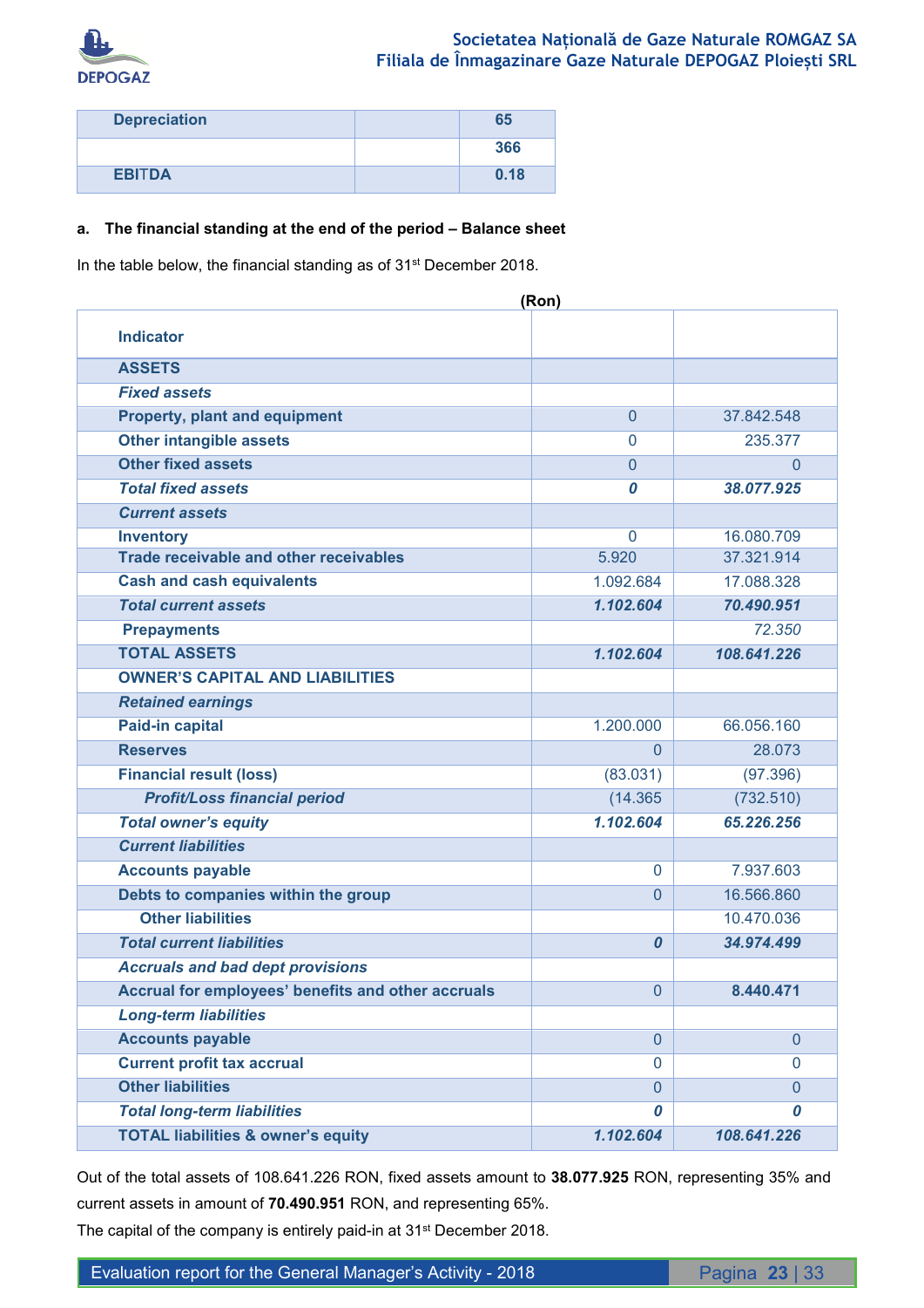| Depreciation | | 65 |
|---|---|---|
| | | 366 |
| EBITDA | | 0.18 |

**a. The financial standing at the end of the period – Balance sheet**

In the table below, the financial standing as of 31st December 2018.

(Ron)

| Indicator | | |
|---|---|---|
| **ASSETS** | | |
| ***Fixed assets*** | | |
| **Property, plant and equipment** | 0 | 37.842.548 |
| **Other intangible assets** | 0 | 235.377 |
| **Other fixed assets** | 0 | 0 |
| ***Total fixed assets*** | ***0*** | ***38.077.925*** |
| ***Current assets*** | | |
| **Inventory** | 0 | 16.080.709 |
| **Trade receivable and other receivables** | 5.920 | 37.321.914 |
| **Cash and cash equivalents** | 1.092.684 | 17.088.328 |
| ***Total current assets*** | ***1.102.604*** | ***70.490.951*** |
| **Prepayments** | | *72.350* |
| **TOTAL ASSETS** | ***1.102.604*** | ***108.641.226*** |
| **OWNER'S CAPITAL AND LIABILITIES** | | |
| ***Retained earnings*** | | |
| **Paid-in capital** | 1.200.000 | 66.056.160 |
| **Reserves** | 0 | 28.073 |
| **Financial result (loss)** | (83.031) | (97.396) |
| ***Profit/Loss financial period*** | (14.365 | (732.510) |
| ***Total owner's equity*** | ***1.102.604*** | ***65.226.256*** |
| ***Current liabilities*** | | |
| **Accounts payable** | 0 | 7.937.603 |
| **Debts to companies within the group** | 0 | 16.566.860 |
| **Other liabilities** | | 10.470.036 |
| ***Total current liabilities*** | ***0*** | ***34.974.499*** |
| ***Accruals and bad dept provisions*** | | |
| **Accrual for employees' benefits and other accruals** | 0 | **8.440.471** |
| ***Long-term liabilities*** | | |
| **Accounts payable** | 0 | 0 |
| **Current profit tax accrual** | 0 | 0 |
| **Other liabilities** | 0 | 0 |
| ***Total long-term liabilities*** | ***0*** | ***0*** |
| **TOTAL liabilities & owner's equity** | ***1.102.604*** | ***108.641.226*** |

Out of the total assets of 108.641.226 RON, fixed assets amount to **38.077.925** RON, representing 35% and current assets in amount of **70.490.951** RON, and representing 65%.

The capital of the company is entirely paid-in at 31st December 2018.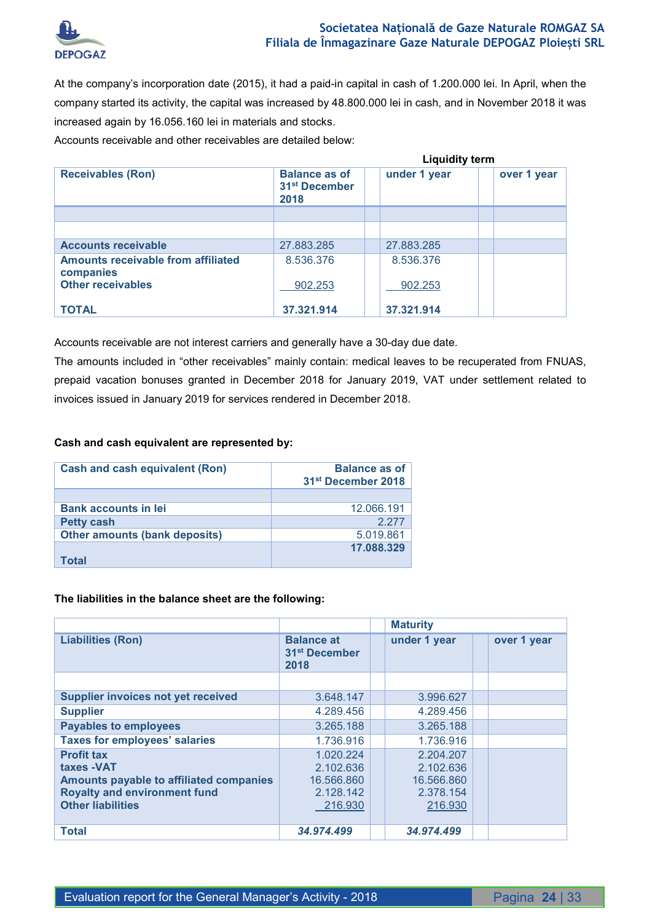At the company's incorporation date (2015), it had a paid-in capital in cash of 1.200.000 lei. In April, when the company started its activity, the capital was increased by 48.800.000 lei in cash, and in November 2018 it was increased again by 16.056.160 lei in materials and stocks.

Accounts receivable and other receivables are detailed below:

| Receivables (Ron) | Balance as of 31st December 2018 | Liquidity term under 1 year | Liquidity term over 1 year |
|---|---|---|---|
| Accounts receivable | 27.883.285 | 27.883.285 | |
| Amounts receivable from affiliated companies | 8.536.376 | 8.536.376 | |
| Other receivables | 902.253 | 902.253 | |
| **TOTAL** | **37.321.914** | **37.321.914** | |

Accounts receivable are not interest carriers and generally have a 30-day due date.

The amounts included in "other receivables" mainly contain: medical leaves to be recuperated from FNUAS, prepaid vacation bonuses granted in December 2018 for January 2019, VAT under settlement related to invoices issued in January 2019 for services rendered in December 2018.

**Cash and cash equivalent are represented by:**

| Cash and cash equivalent (Ron) | Balance as of 31st December 2018 |
|---|---|
| Bank accounts in lei | 12.066.191 |
| Petty cash | 2.277 |
| Other amounts (bank deposits) | 5.019.861 |
| **Total** | **17.088.329** |

**The liabilities in the balance sheet are the following:**

| Liabilities (Ron) | Balance at 31st December 2018 | Maturity under 1 year | Maturity over 1 year |
|---|---|---|---|
| Supplier invoices not yet received | 3.648.147 | 3.996.627 | |
| Supplier | 4.289.456 | 4.289.456 | |
| Payables to employees | 3.265.188 | 3.265.188 | |
| Taxes for employees' salaries | 1.736.916 | 1.736.916 | |
| Profit tax | 1.020.224 | 2.204.207 | |
| taxes -VAT | 2.102.636 | 2.102.636 | |
| Amounts payable to affiliated companies | 16.566.860 | 16.566.860 | |
| Royalty and environment fund | 2.128.142 | 2.378.154 | |
| Other liabilities | 216.930 | 216.930 | |
| **Total** | ***34.974.499*** | ***34.974.499*** | |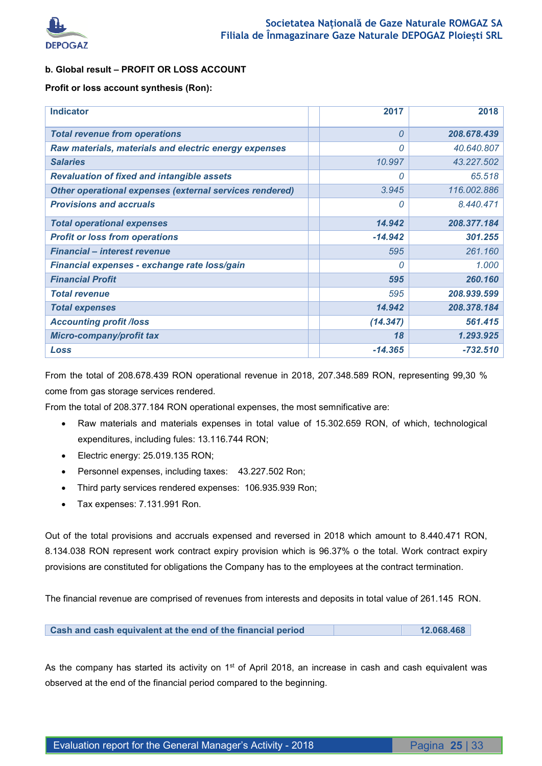**b. Global result – PROFIT OR LOSS ACCOUNT**

**Profit or loss account synthesis (Ron):**

| Indicator | | 2017 | 2018 |
|---|---|---|---|
| ***Total revenue from operations*** | | *0* | ***208.678.439*** |
| ***Raw materials, materials and electric energy expenses*** | | *0* | *40.640.807* |
| ***Salaries*** | | *10.997* | *43.227.502* |
| ***Revaluation of fixed and intangible assets*** | | *0* | *65.518* |
| ***Other operational expenses (external services rendered)*** | | *3.945* | *116.002.886* |
| ***Provisions and accruals*** | | *0* | *8.440.471* |
| ***Total operational expenses*** | | ***14.942*** | ***208.377.184*** |
| ***Profit or loss from operations*** | | ***-14.942*** | ***301.255*** |
| ***Financial – interest revenue*** | | *595* | *261.160* |
| ***Financial expenses - exchange rate loss/gain*** | | *0* | *1.000* |
| ***Financial Profit*** | | ***595*** | ***260.160*** |
| ***Total revenue*** | | *595* | ***208.939.599*** |
| ***Total expenses*** | | ***14.942*** | ***208.378.184*** |
| ***Accounting profit /loss*** | | ***(14.347)*** | ***561.415*** |
| ***Micro-company/profit tax*** | | ***18*** | ***1.293.925*** |
| ***Loss*** | | ***-14.365*** | ***-732.510*** |

From the total of 208.678.439 RON operational revenue in 2018, 207.348.589 RON, representing 99,30 % come from gas storage services rendered.

From the total of 208.377.184 RON operational expenses, the most semnificative are:

- Raw materials and materials expenses in total value of 15.302.659 RON, of which, technological expenditures, including fules: 13.116.744 RON;
- Electric energy: 25.019.135 RON;
- Personnel expenses, including taxes: 43.227.502 Ron;
- Third party services rendered expenses: 106.935.939 Ron;
- Tax expenses: 7.131.991 Ron.

Out of the total provisions and accruals expensed and reversed in 2018 which amount to 8.440.471 RON, 8.134.038 RON represent work contract expiry provision which is 96.37% o the total. Work contract expiry provisions are constituted for obligations the Company has to the employees at the contract termination.

The financial revenue are comprised of revenues from interests and deposits in total value of 261.145 RON.

| Cash and cash equivalent at the end of the financial period | | 12.068.468 |
|---|---|---|

As the company has started its activity on 1st of April 2018, an increase in cash and cash equivalent was observed at the end of the financial period compared to the beginning.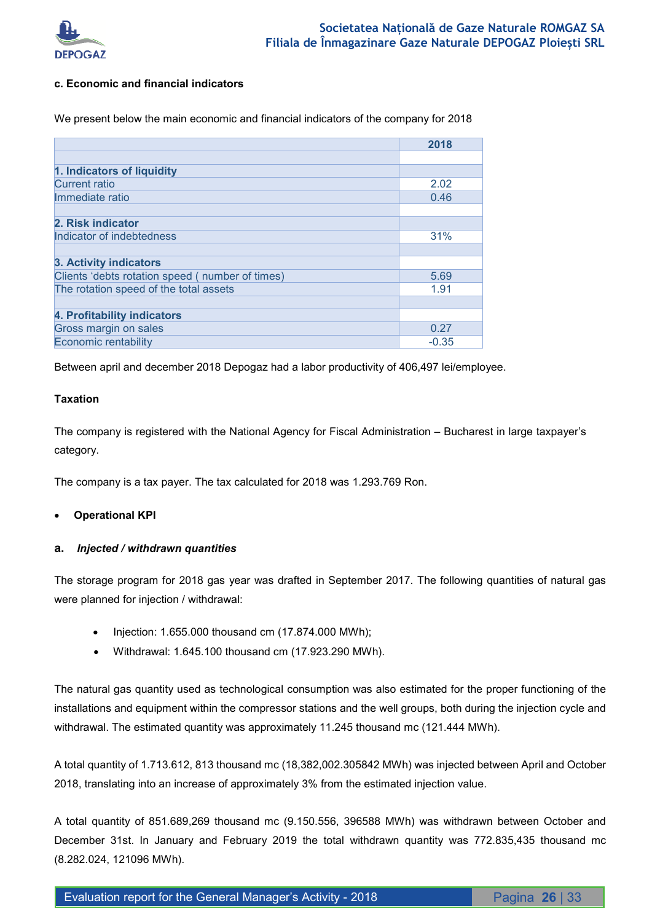**c. Economic and financial indicators**

We present below the main economic and financial indicators of the company for 2018

| | 2018 |
|---|---|
| | |
| **1. Indicators of liquidity** | |
| Current ratio | 2.02 |
| Immediate ratio | 0.46 |
| | |
| **2. Risk indicator** | |
| Indicator of indebtedness | 31% |
| | |
| **3. Activity indicators** | |
| Clients 'debts rotation speed ( number of times) | 5.69 |
| The rotation speed of the total assets | 1.91 |
| | |
| **4. Profitability indicators** | |
| Gross margin on sales | 0.27 |
| Economic rentability | -0.35 |

Between april and december 2018 Depogaz had a labor productivity of 406,497 lei/employee.

**Taxation**

The company is registered with the National Agency for Fiscal Administration – Bucharest in large taxpayer's category.

The company is a tax payer. The tax calculated for 2018 was 1.293.769 Ron.

- **Operational KPI**

**a.** ***Injected / withdrawn quantities***

The storage program for 2018 gas year was drafted in September 2017. The following quantities of natural gas were planned for injection / withdrawal:

- Injection: 1.655.000 thousand cm (17.874.000 MWh);
- Withdrawal: 1.645.100 thousand cm (17.923.290 MWh).

The natural gas quantity used as technological consumption was also estimated for the proper functioning of the installations and equipment within the compressor stations and the well groups, both during the injection cycle and withdrawal. The estimated quantity was approximately 11.245 thousand mc (121.444 MWh).

A total quantity of 1.713.612, 813 thousand mc (18,382,002.305842 MWh) was injected between April and October 2018, translating into an increase of approximately 3% from the estimated injection value.

A total quantity of 851.689,269 thousand mc (9.150.556, 396588 MWh) was withdrawn between October and December 31st. In January and February 2019 the total withdrawn quantity was 772.835,435 thousand mc (8.282.024, 121096 MWh).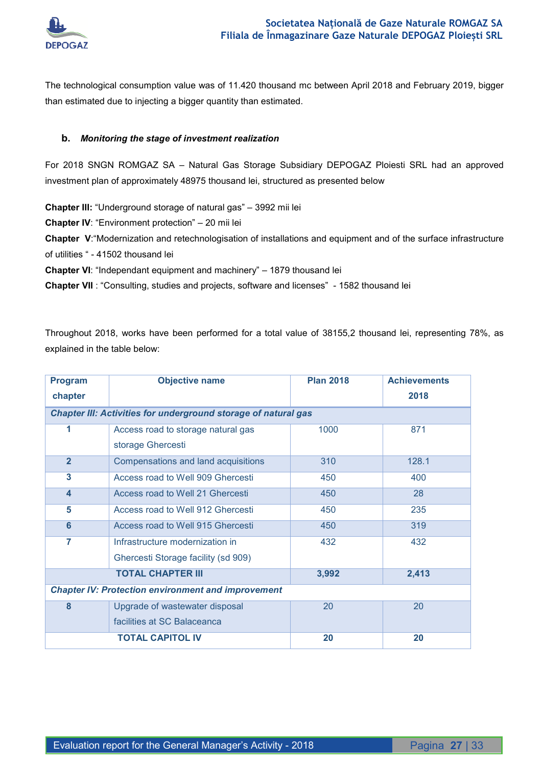The technological consumption value was of 11.420 thousand mc between April 2018 and February 2019, bigger than estimated due to injecting a bigger quantity than estimated.

**b.** ***Monitoring the stage of investment realization***

For 2018 SNGN ROMGAZ SA – Natural Gas Storage Subsidiary DEPOGAZ Ploiesti SRL had an approved investment plan of approximately 48975 thousand lei, structured as presented below

**Chapter III:** "Underground storage of natural gas" – 3992 mii lei

**Chapter IV**: "Environment protection" – 20 mii lei

**Chapter V**:"Modernization and retechnologisation of installations and equipment and of the surface infrastructure of utilities " - 41502 thousand lei

**Chapter VI**: "Independant equipment and machinery" – 1879 thousand lei

**Chapter VII** : "Consulting, studies and projects, software and licenses" - 1582 thousand lei

Throughout 2018, works have been performed for a total value of 38155,2 thousand lei, representing 78%, as explained in the table below:

| Program chapter | Objective name | Plan 2018 | Achievements 2018 |
|---|---|---|---|
| ***Chapter III: Activities for underground storage of natural gas*** | | | |
| 1 | Access road to storage natural gas storage Ghercesti | 1000 | 871 |
| 2 | Compensations and land acquisitions | 310 | 128.1 |
| 3 | Access road to Well 909 Ghercesti | 450 | 400 |
| 4 | Access road to Well 21 Ghercesti | 450 | 28 |
| 5 | Access road to Well 912 Ghercesti | 450 | 235 |
| 6 | Access road to Well 915 Ghercesti | 450 | 319 |
| 7 | Infrastructure modernization in Ghercesti Storage facility (sd 909) | 432 | 432 |
| **TOTAL CHAPTER III** | | **3,992** | **2,413** |
| ***Chapter IV: Protection environment and improvement*** | | | |
| 8 | Upgrade of wastewater disposal facilities at SC Balaceanca | 20 | 20 |
| **TOTAL CAPITOL IV** | | **20** | **20** |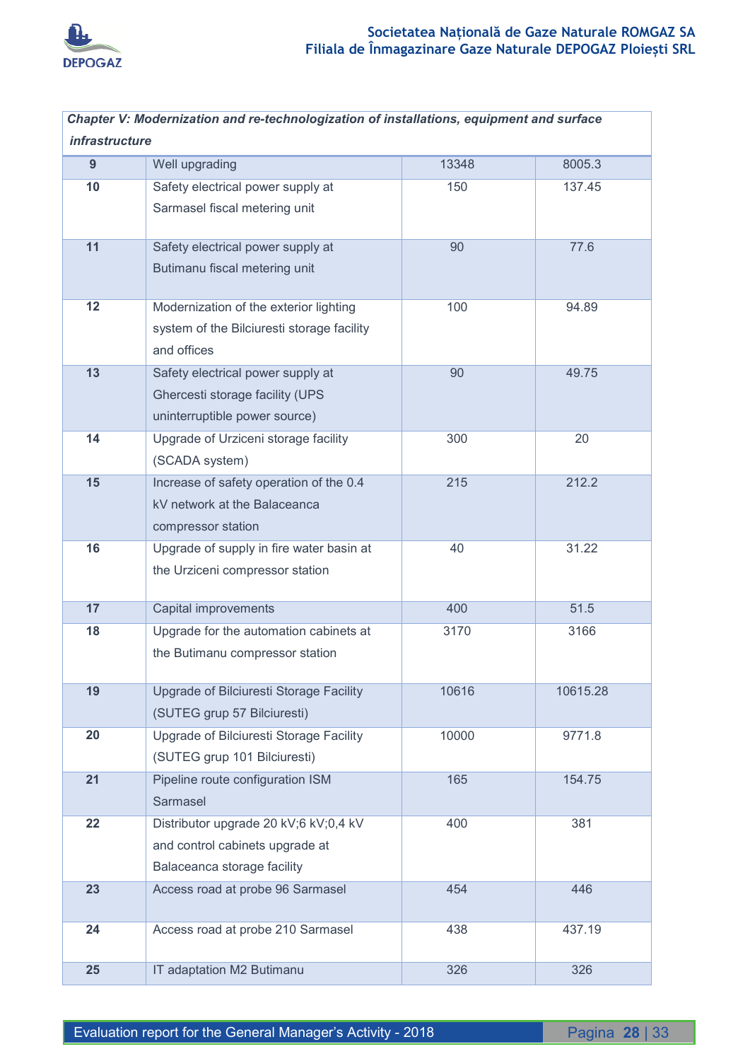| *Chapter V: Modernization and re-technologization of installations, equipment and surface infrastructure* | | | |
|---|---|---|---|
| **9** | Well upgrading | 13348 | 8005.3 |
| **10** | Safety electrical power supply at Sarmasel fiscal metering unit | 150 | 137.45 |
| **11** | Safety electrical power supply at Butimanu fiscal metering unit | 90 | 77.6 |
| **12** | Modernization of the exterior lighting system of the Bilciuresti storage facility and offices | 100 | 94.89 |
| **13** | Safety electrical power supply at Ghercesti storage facility (UPS uninterruptible power source) | 90 | 49.75 |
| **14** | Upgrade of Urziceni storage facility (SCADA system) | 300 | 20 |
| **15** | Increase of safety operation of the 0.4 kV network at the Balaceanca compressor station | 215 | 212.2 |
| **16** | Upgrade of supply in fire water basin at the Urziceni compressor station | 40 | 31.22 |
| **17** | Capital improvements | 400 | 51.5 |
| **18** | Upgrade for the automation cabinets at the Butimanu compressor station | 3170 | 3166 |
| **19** | Upgrade of Bilciuresti Storage Facility (SUTEG grup 57 Bilciuresti) | 10616 | 10615.28 |
| **20** | Upgrade of Bilciuresti Storage Facility (SUTEG grup 101 Bilciuresti) | 10000 | 9771.8 |
| **21** | Pipeline route configuration ISM Sarmasel | 165 | 154.75 |
| **22** | Distributor upgrade 20 kV;6 kV;0,4 kV and control cabinets upgrade at Balaceanca storage facility | 400 | 381 |
| **23** | Access road at probe 96 Sarmasel | 454 | 446 |
| **24** | Access road at probe 210 Sarmasel | 438 | 437.19 |
| **25** | IT adaptation M2 Butimanu | 326 | 326 |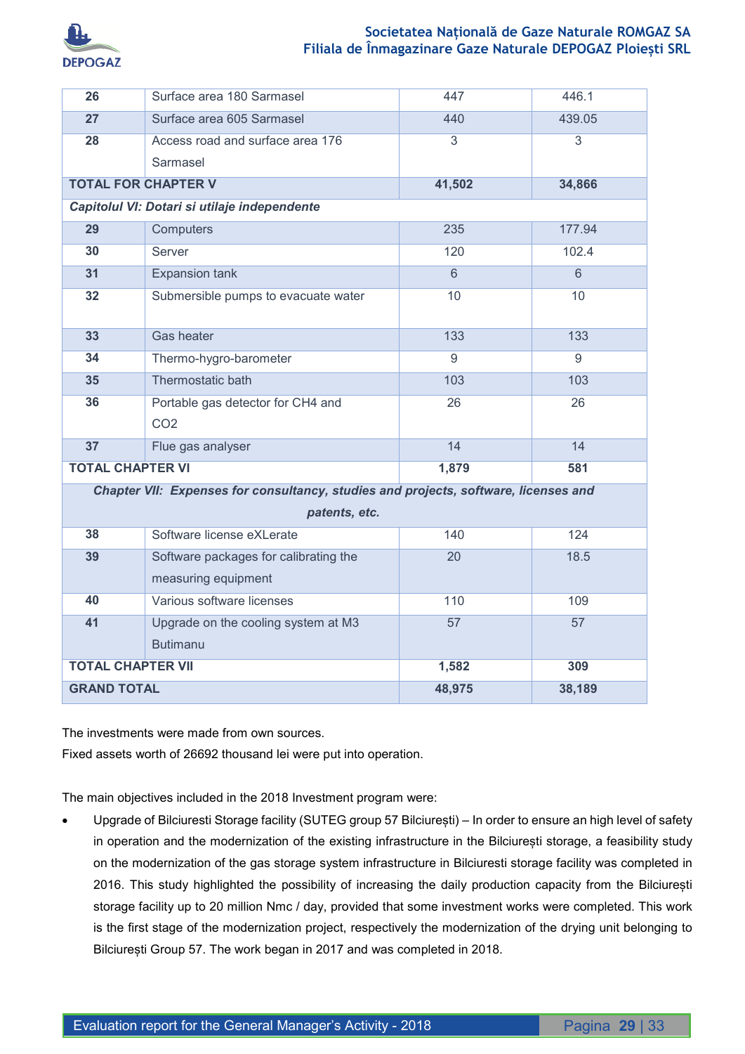| 26 | Surface area 180 Sarmasel | 447 | 446.1 |
|---|---|---|---|
| 27 | Surface area 605 Sarmasel | 440 | 439.05 |
| 28 | Access road and surface area 176 Sarmasel | 3 | 3 |
| **TOTAL FOR CHAPTER V** | | **41,502** | **34,866** |
| ***Capitolul VI: Dotari si utilaje independente*** | | | |
| 29 | Computers | 235 | 177.94 |
| 30 | Server | 120 | 102.4 |
| 31 | Expansion tank | 6 | 6 |
| 32 | Submersible pumps to evacuate water | 10 | 10 |
| 33 | Gas heater | 133 | 133 |
| 34 | Thermo-hygro-barometer | 9 | 9 |
| 35 | Thermostatic bath | 103 | 103 |
| 36 | Portable gas detector for $CH_4$ and $CO_2$ | 26 | 26 |
| 37 | Flue gas analyser | 14 | 14 |
| **TOTAL CHAPTER VI** | | **1,879** | **581** |
| ***Chapter VII: Expenses for consultancy, studies and projects, software, licenses and patents, etc.*** | | | |
| 38 | Software license eXLerate | 140 | 124 |
| 39 | Software packages for calibrating the measuring equipment | 20 | 18.5 |
| 40 | Various software licenses | 110 | 109 |
| 41 | Upgrade on the cooling system at M3 Butimanu | 57 | 57 |
| **TOTAL CHAPTER VII** | | **1,582** | **309** |
| **GRAND TOTAL** | | **48,975** | **38,189** |

The investments were made from own sources.

Fixed assets worth of 26692 thousand lei were put into operation.

The main objectives included in the 2018 Investment program were:

- Upgrade of Bilciuresti Storage facility (SUTEG group 57 Bilciurești) – In order to ensure an high level of safety in operation and the modernization of the existing infrastructure in the Bilciurești storage, a feasibility study on the modernization of the gas storage system infrastructure in Bilciuresti storage facility was completed in 2016. This study highlighted the possibility of increasing the daily production capacity from the Bilciurești storage facility up to 20 million Nmc / day, provided that some investment works were completed. This work is the first stage of the modernization project, respectively the modernization of the drying unit belonging to Bilciurești Group 57. The work began in 2017 and was completed in 2018.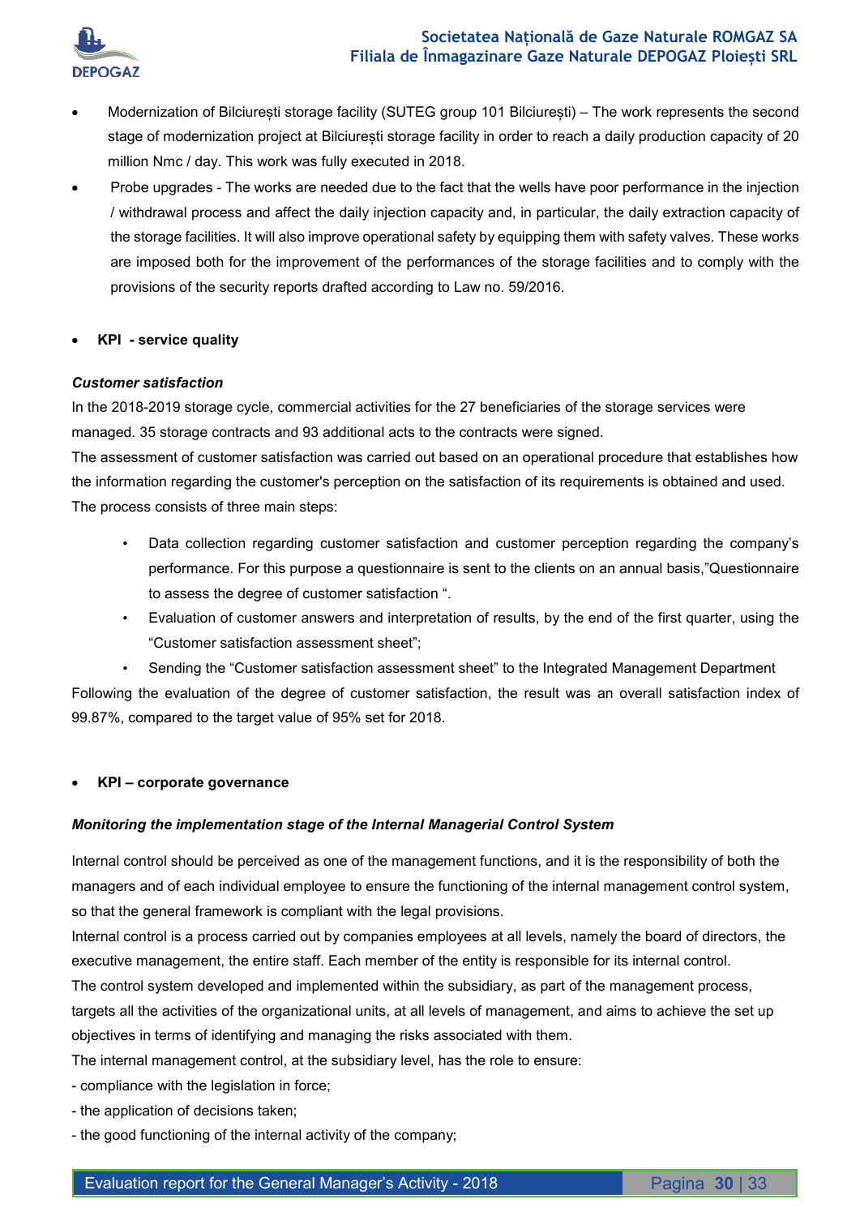- Modernization of Bilciurești storage facility (SUTEG group 101 Bilciurești) – The work represents the second stage of modernization project at Bilciurești storage facility in order to reach a daily production capacity of 20 million Nmc / day. This work was fully executed in 2018.
- Probe upgrades - The works are needed due to the fact that the wells have poor performance in the injection / withdrawal process and affect the daily injection capacity and, in particular, the daily extraction capacity of the storage facilities. It will also improve operational safety by equipping them with safety valves. These works are imposed both for the improvement of the performances of the storage facilities and to comply with the provisions of the security reports drafted according to Law no. 59/2016.

- **KPI - service quality**

***Customer satisfaction***

In the 2018-2019 storage cycle, commercial activities for the 27 beneficiaries of the storage services were managed. 35 storage contracts and 93 additional acts to the contracts were signed.

The assessment of customer satisfaction was carried out based on an operational procedure that establishes how the information regarding the customer's perception on the satisfaction of its requirements is obtained and used. The process consists of three main steps:

- Data collection regarding customer satisfaction and customer perception regarding the company's performance. For this purpose a questionnaire is sent to the clients on an annual basis,"Questionnaire to assess the degree of customer satisfaction ".
- Evaluation of customer answers and interpretation of results, by the end of the first quarter, using the "Customer satisfaction assessment sheet";
- Sending the "Customer satisfaction assessment sheet" to the Integrated Management Department

Following the evaluation of the degree of customer satisfaction, the result was an overall satisfaction index of 99.87%, compared to the target value of 95% set for 2018.

- **KPI – corporate governance**

***Monitoring the implementation stage of the Internal Managerial Control System***

Internal control should be perceived as one of the management functions, and it is the responsibility of both the managers and of each individual employee to ensure the functioning of the internal management control system, so that the general framework is compliant with the legal provisions.

Internal control is a process carried out by companies employees at all levels, namely the board of directors, the executive management, the entire staff. Each member of the entity is responsible for its internal control.

The control system developed and implemented within the subsidiary, as part of the management process, targets all the activities of the organizational units, at all levels of management, and aims to achieve the set up objectives in terms of identifying and managing the risks associated with them.

The internal management control, at the subsidiary level, has the role to ensure:

- compliance with the legislation in force;
- the application of decisions taken;
- the good functioning of the internal activity of the company;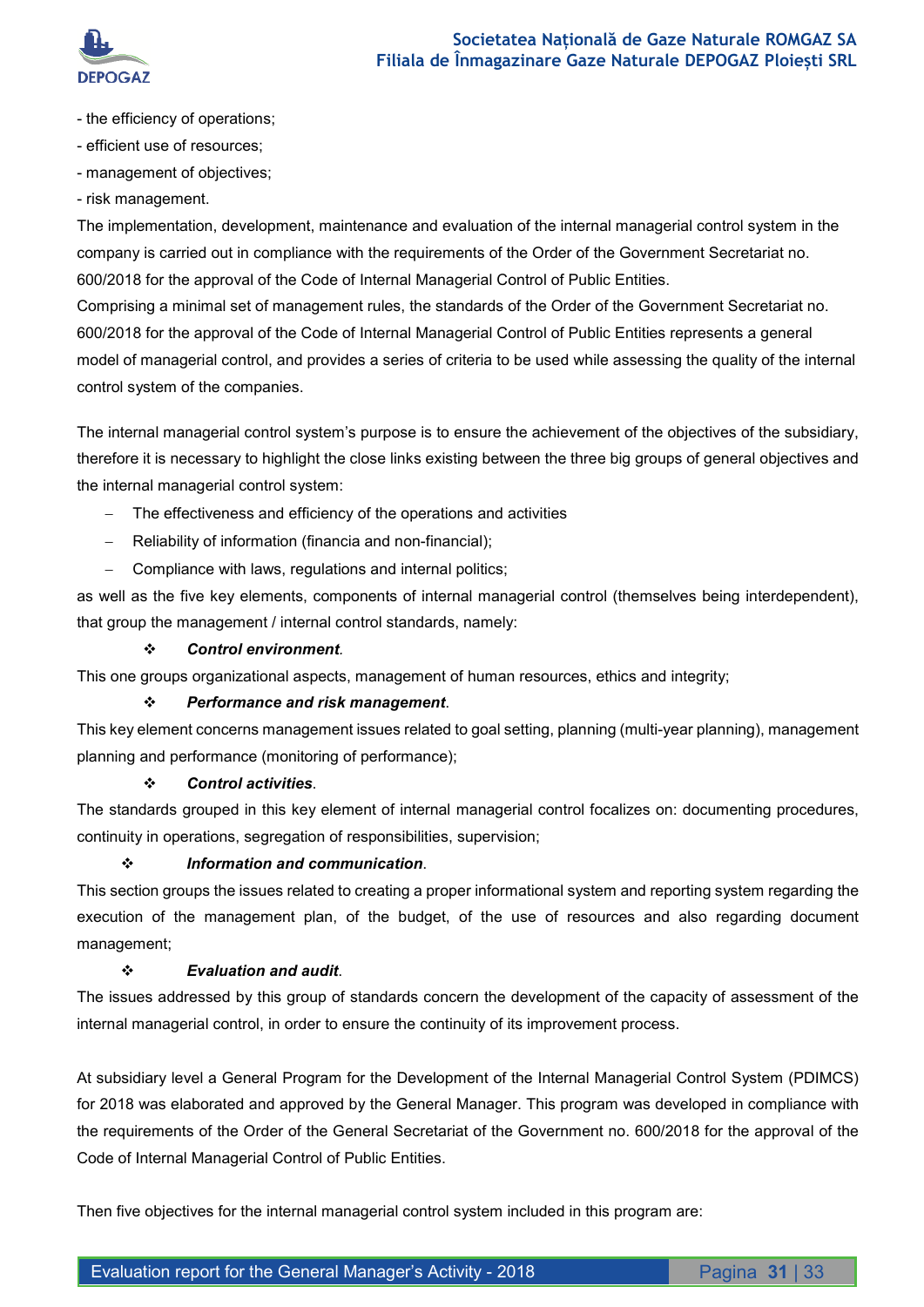- the efficiency of operations;
- efficient use of resources;
- management of objectives;
- risk management.

The implementation, development, maintenance and evaluation of the internal managerial control system in the company is carried out in compliance with the requirements of the Order of the Government Secretariat no. 600/2018 for the approval of the Code of Internal Managerial Control of Public Entities.

Comprising a minimal set of management rules, the standards of the Order of the Government Secretariat no. 600/2018 for the approval of the Code of Internal Managerial Control of Public Entities represents a general model of managerial control, and provides a series of criteria to be used while assessing the quality of the internal control system of the companies.

The internal managerial control system's purpose is to ensure the achievement of the objectives of the subsidiary, therefore it is necessary to highlight the close links existing between the three big groups of general objectives and the internal managerial control system:

- The effectiveness and efficiency of the operations and activities
- Reliability of information (financia and non-financial);
- Compliance with laws, regulations and internal politics;

as well as the five key elements, components of internal managerial control (themselves being interdependent), that group the management / internal control standards, namely:

- ***Control environment***.

This one groups organizational aspects, management of human resources, ethics and integrity;

- ***Performance and risk management***.

This key element concerns management issues related to goal setting, planning (multi-year planning), management planning and performance (monitoring of performance);

- ***Control activities***.

The standards grouped in this key element of internal managerial control focalizes on: documenting procedures, continuity in operations, segregation of responsibilities, supervision;

- ***Information and communication***.

This section groups the issues related to creating a proper informational system and reporting system regarding the execution of the management plan, of the budget, of the use of resources and also regarding document management;

- ***Evaluation and audit***.

The issues addressed by this group of standards concern the development of the capacity of assessment of the internal managerial control, in order to ensure the continuity of its improvement process.

At subsidiary level a General Program for the Development of the Internal Managerial Control System (PDIMCS) for 2018 was elaborated and approved by the General Manager. This program was developed in compliance with the requirements of the Order of the General Secretariat of the Government no. 600/2018 for the approval of the Code of Internal Managerial Control of Public Entities.

Then five objectives for the internal managerial control system included in this program are: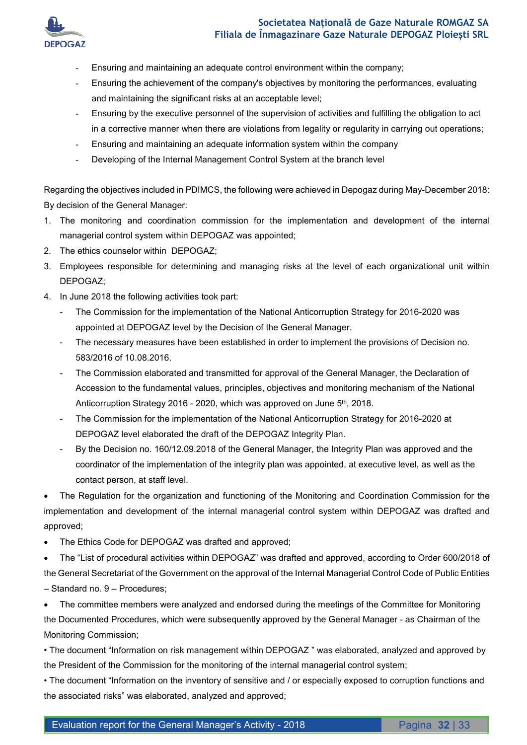- Ensuring and maintaining an adequate control environment within the company;
- Ensuring the achievement of the company's objectives by monitoring the performances, evaluating and maintaining the significant risks at an acceptable level;
- Ensuring by the executive personnel of the supervision of activities and fulfilling the obligation to act in a corrective manner when there are violations from legality or regularity in carrying out operations;
- Ensuring and maintaining an adequate information system within the company
- Developing of the Internal Management Control System at the branch level

Regarding the objectives included in PDIMCS, the following were achieved in Depogaz during May-December 2018: By decision of the General Manager:

1. The monitoring and coordination commission for the implementation and development of the internal managerial control system within DEPOGAZ was appointed;
2. The ethics counselor within DEPOGAZ;
3. Employees responsible for determining and managing risks at the level of each organizational unit within DEPOGAZ;
4. In June 2018 the following activities took part:
   - The Commission for the implementation of the National Anticorruption Strategy for 2016-2020 was appointed at DEPOGAZ level by the Decision of the General Manager.
   - The necessary measures have been established in order to implement the provisions of Decision no. 583/2016 of 10.08.2016.
   - The Commission elaborated and transmitted for approval of the General Manager, the Declaration of Accession to the fundamental values, principles, objectives and monitoring mechanism of the National Anticorruption Strategy 2016 - 2020, which was approved on June 5th, 2018.
   - The Commission for the implementation of the National Anticorruption Strategy for 2016-2020 at DEPOGAZ level elaborated the draft of the DEPOGAZ Integrity Plan.
   - By the Decision no. 160/12.09.2018 of the General Manager, the Integrity Plan was approved and the coordinator of the implementation of the integrity plan was appointed, at executive level, as well as the contact person, at staff level.

- The Regulation for the organization and functioning of the Monitoring and Coordination Commission for the implementation and development of the internal managerial control system within DEPOGAZ was drafted and approved;
- The Ethics Code for DEPOGAZ was drafted and approved;
- The "List of procedural activities within DEPOGAZ" was drafted and approved, according to Order 600/2018 of the General Secretariat of the Government on the approval of the Internal Managerial Control Code of Public Entities – Standard no. 9 – Procedures;
- The committee members were analyzed and endorsed during the meetings of the Committee for Monitoring the Documented Procedures, which were subsequently approved by the General Manager - as Chairman of the Monitoring Commission;
- The document "Information on risk management within DEPOGAZ " was elaborated, analyzed and approved by the President of the Commission for the monitoring of the internal managerial control system;
- The document "Information on the inventory of sensitive and / or especially exposed to corruption functions and the associated risks" was elaborated, analyzed and approved;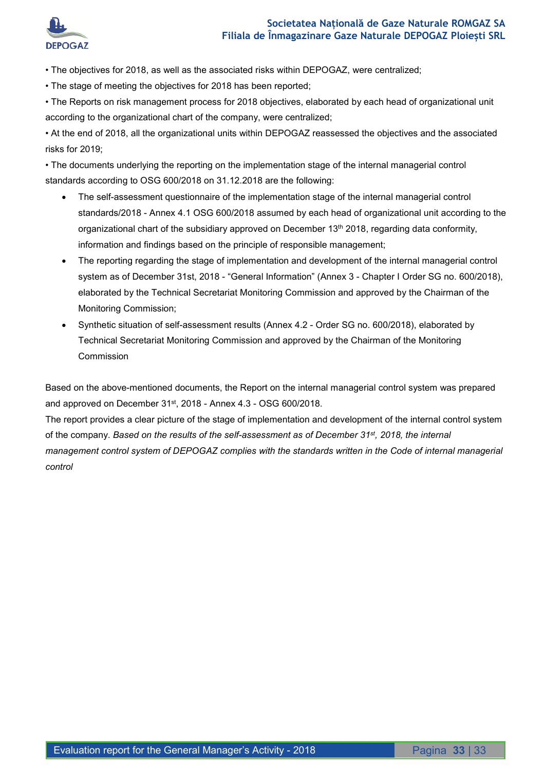• The objectives for 2018, as well as the associated risks within DEPOGAZ, were centralized;

• The stage of meeting the objectives for 2018 has been reported;

• The Reports on risk management process for 2018 objectives, elaborated by each head of organizational unit according to the organizational chart of the company, were centralized;

• At the end of 2018, all the organizational units within DEPOGAZ reassessed the objectives and the associated risks for 2019;

• The documents underlying the reporting on the implementation stage of the internal managerial control standards according to OSG 600/2018 on 31.12.2018 are the following:

- The self-assessment questionnaire of the implementation stage of the internal managerial control standards/2018 - Annex 4.1 OSG 600/2018 assumed by each head of organizational unit according to the organizational chart of the subsidiary approved on December 13th 2018, regarding data conformity, information and findings based on the principle of responsible management;
- The reporting regarding the stage of implementation and development of the internal managerial control system as of December 31st, 2018 - "General Information" (Annex 3 - Chapter I Order SG no. 600/2018), elaborated by the Technical Secretariat Monitoring Commission and approved by the Chairman of the Monitoring Commission;
- Synthetic situation of self-assessment results (Annex 4.2 - Order SG no. 600/2018), elaborated by Technical Secretariat Monitoring Commission and approved by the Chairman of the Monitoring Commission

Based on the above-mentioned documents, the Report on the internal managerial control system was prepared and approved on December 31st, 2018 - Annex 4.3 - OSG 600/2018.

The report provides a clear picture of the stage of implementation and development of the internal control system of the company. *Based on the results of the self-assessment as of December 31st, 2018, the internal management control system of DEPOGAZ complies with the standards written in the Code of internal managerial control*